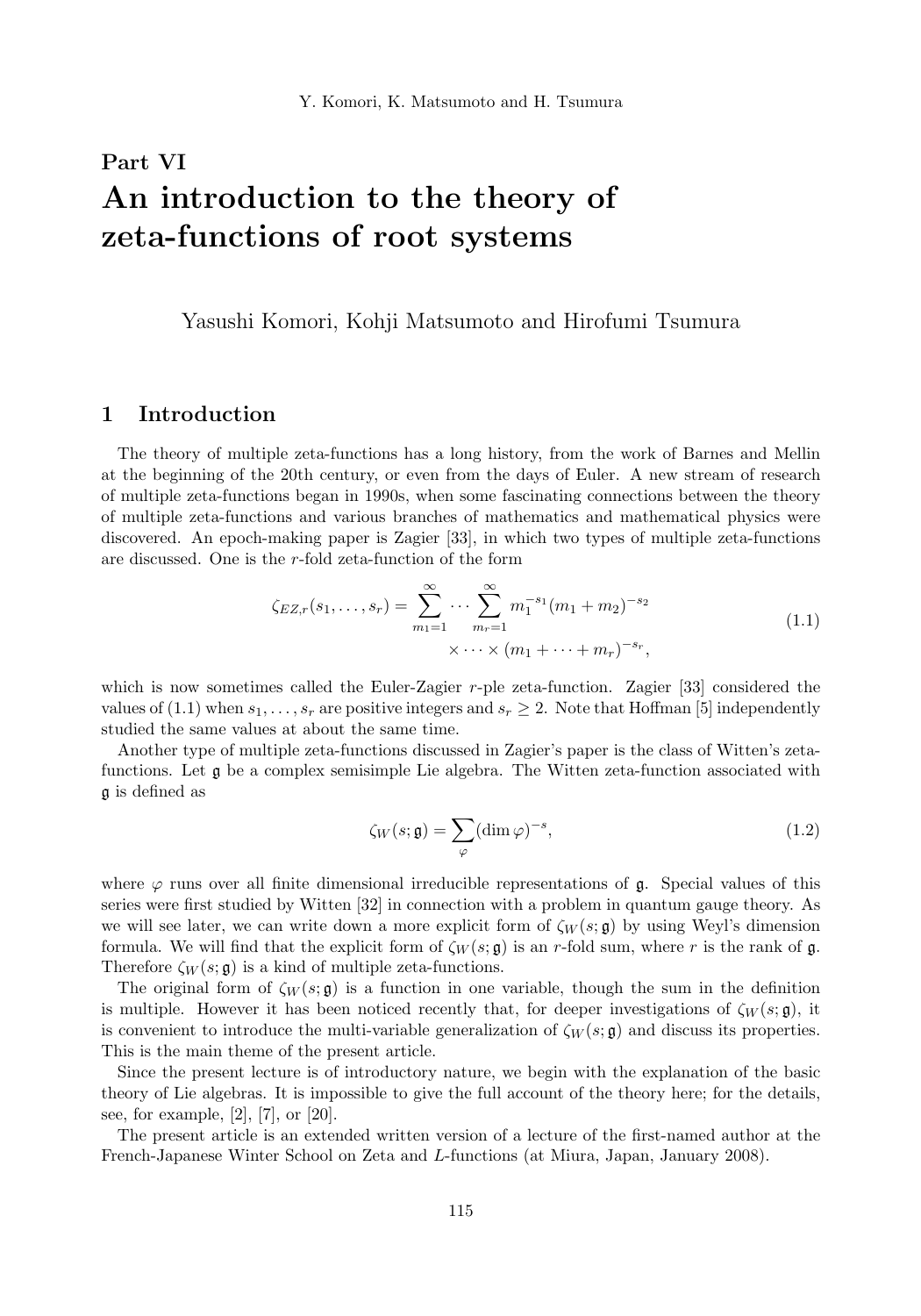# Part VI
# An introduction to the theory of zeta-functions of root systems

Yasushi Komori, Kohji Matsumoto and Hirofumi Tsumura

## 1 Introduction

The theory of multiple zeta-functions has a long history, from the work of Barnes and Mellin at the beginning of the 20th century, or even from the days of Euler. A new stream of research of multiple zeta-functions began in 1990s, when some fascinating connections between the theory of multiple zeta-functions and various branches of mathematics and mathematical physics were discovered. An epoch-making paper is Zagier [33], in which two types of multiple zeta-functions are discussed. One is the $r$-fold zeta-function of the form

$$\zeta_{EZ,r}(s_1,\ldots,s_r)=\sum_{m_1=1}^{\infty}\cdots\sum_{m_r=1}^{\infty}m_1^{-s_1}(m_1+m_2)^{-s_2}\times\cdots\times(m_1+\cdots+m_r)^{-s_r},\tag{1.1}$$

which is now sometimes called the Euler-Zagier $r$-ple zeta-function. Zagier [33] considered the values of (1.1) when $s_1,\ldots,s_r$ are positive integers and $s_r\geq 2$. Note that Hoffman [5] independently studied the same values at about the same time.

Another type of multiple zeta-functions discussed in Zagier's paper is the class of Witten's zeta-functions. Let $\mathfrak{g}$ be a complex semisimple Lie algebra. The Witten zeta-function associated with $\mathfrak{g}$ is defined as

$$\zeta_W(s;\mathfrak{g})=\sum_{\varphi}(\dim\varphi)^{-s},\tag{1.2}$$

where $\varphi$ runs over all finite dimensional irreducible representations of $\mathfrak{g}$. Special values of this series were first studied by Witten [32] in connection with a problem in quantum gauge theory. As we will see later, we can write down a more explicit form of $\zeta_W(s;\mathfrak{g})$ by using Weyl's dimension formula. We will find that the explicit form of $\zeta_W(s;\mathfrak{g})$ is an $r$-fold sum, where $r$ is the rank of $\mathfrak{g}$. Therefore $\zeta_W(s;\mathfrak{g})$ is a kind of multiple zeta-functions.

The original form of $\zeta_W(s;\mathfrak{g})$ is a function in one variable, though the sum in the definition is multiple. However it has been noticed recently that, for deeper investigations of $\zeta_W(s;\mathfrak{g})$, it is convenient to introduce the multi-variable generalization of $\zeta_W(s;\mathfrak{g})$ and discuss its properties. This is the main theme of the present article.

Since the present lecture is of introductory nature, we begin with the explanation of the basic theory of Lie algebras. It is impossible to give the full account of the theory here; for the details, see, for example, [2], [7], or [20].

The present article is an extended written version of a lecture of the first-named author at the French-Japanese Winter School on Zeta and $L$-functions (at Miura, Japan, January 2008).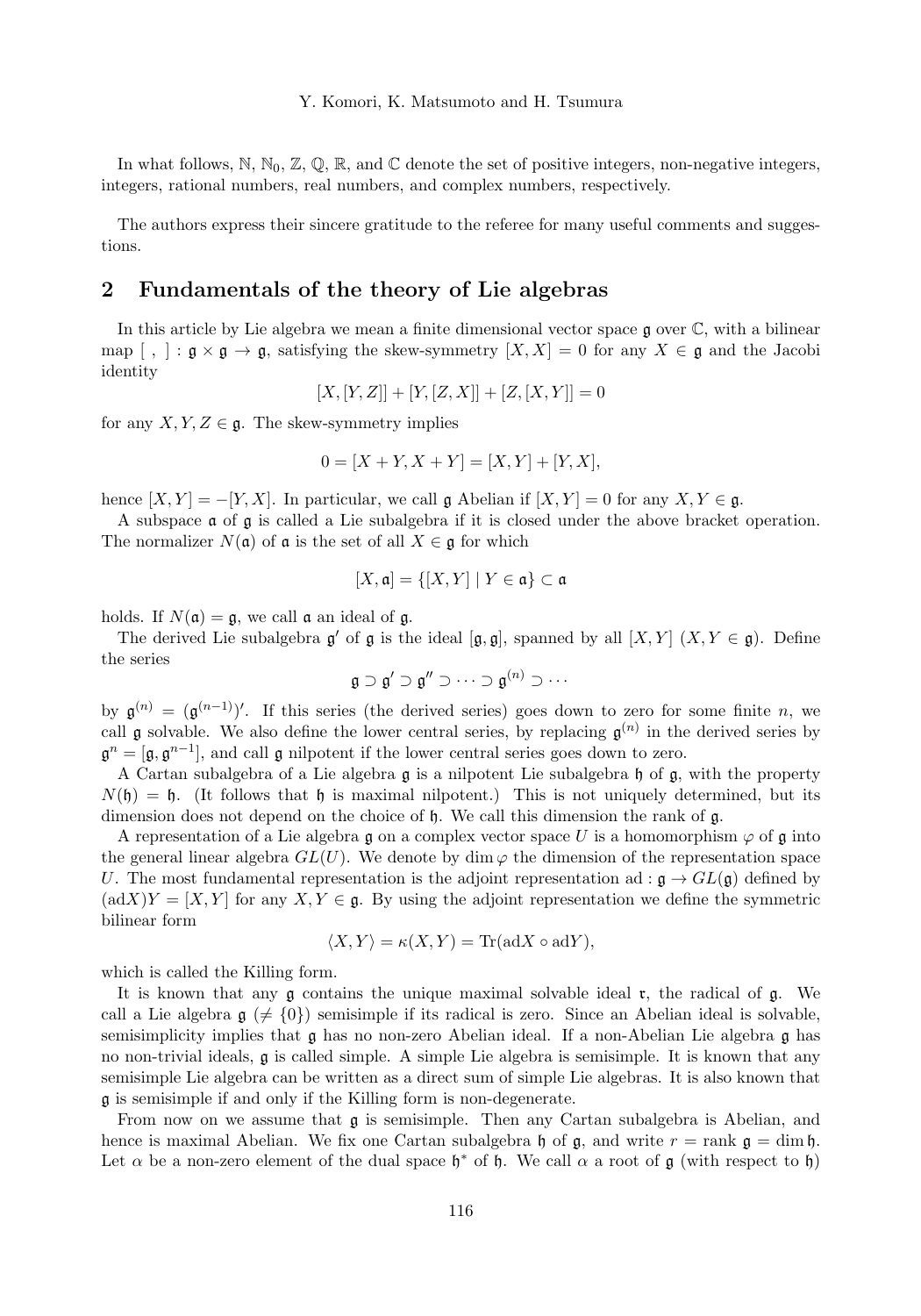In what follows, $\mathbb{N}$, $\mathbb{N}_0$, $\mathbb{Z}$, $\mathbb{Q}$, $\mathbb{R}$, and $\mathbb{C}$ denote the set of positive integers, non-negative integers, integers, rational numbers, real numbers, and complex numbers, respectively.

The authors express their sincere gratitude to the referee for many useful comments and suggestions.

## 2 Fundamentals of the theory of Lie algebras

In this article by Lie algebra we mean a finite dimensional vector space $\mathfrak{g}$ over $\mathbb{C}$, with a bilinear map $[\ ,\ ] : \mathfrak{g} \times \mathfrak{g} \to \mathfrak{g}$, satisfying the skew-symmetry $[X, X] = 0$ for any $X \in \mathfrak{g}$ and the Jacobi identity

$$[X, [Y, Z]] + [Y, [Z, X]] + [Z, [X, Y]] = 0$$

for any $X, Y, Z \in \mathfrak{g}$. The skew-symmetry implies

$$0 = [X + Y, X + Y] = [X, Y] + [Y, X],$$

hence $[X, Y] = -[Y, X]$. In particular, we call $\mathfrak{g}$ Abelian if $[X, Y] = 0$ for any $X, Y \in \mathfrak{g}$.

A subspace $\mathfrak{a}$ of $\mathfrak{g}$ is called a Lie subalgebra if it is closed under the above bracket operation. The normalizer $N(\mathfrak{a})$ of $\mathfrak{a}$ is the set of all $X \in \mathfrak{g}$ for which

$$[X, \mathfrak{a}] = \{[X, Y] \mid Y \in \mathfrak{a}\} \subset \mathfrak{a}$$

holds. If $N(\mathfrak{a}) = \mathfrak{g}$, we call $\mathfrak{a}$ an ideal of $\mathfrak{g}$.

The derived Lie subalgebra $\mathfrak{g}'$ of $\mathfrak{g}$ is the ideal $[\mathfrak{g}, \mathfrak{g}]$, spanned by all $[X, Y]$ $(X, Y \in \mathfrak{g})$. Define the series

$$\mathfrak{g} \supset \mathfrak{g}' \supset \mathfrak{g}'' \supset \cdots \supset \mathfrak{g}^{(n)} \supset \cdots$$

by $\mathfrak{g}^{(n)} = (\mathfrak{g}^{(n-1)})'$. If this series (the derived series) goes down to zero for some finite $n$, we call $\mathfrak{g}$ solvable. We also define the lower central series, by replacing $\mathfrak{g}^{(n)}$ in the derived series by $\mathfrak{g}^n = [\mathfrak{g}, \mathfrak{g}^{n-1}]$, and call $\mathfrak{g}$ nilpotent if the lower central series goes down to zero.

A Cartan subalgebra of a Lie algebra $\mathfrak{g}$ is a nilpotent Lie subalgebra $\mathfrak{h}$ of $\mathfrak{g}$, with the property $N(\mathfrak{h}) = \mathfrak{h}$. (It follows that $\mathfrak{h}$ is maximal nilpotent.) This is not uniquely determined, but its dimension does not depend on the choice of $\mathfrak{h}$. We call this dimension the rank of $\mathfrak{g}$.

A representation of a Lie algebra $\mathfrak{g}$ on a complex vector space $U$ is a homomorphism $\varphi$ of $\mathfrak{g}$ into the general linear algebra $GL(U)$. We denote by $\dim \varphi$ the dimension of the representation space $U$. The most fundamental representation is the adjoint representation $\mathrm{ad} : \mathfrak{g} \to GL(\mathfrak{g})$ defined by $(\mathrm{ad}X)Y = [X, Y]$ for any $X, Y \in \mathfrak{g}$. By using the adjoint representation we define the symmetric bilinear form

$$\langle X, Y \rangle = \kappa(X, Y) = \mathrm{Tr}(\mathrm{ad}X \circ \mathrm{ad}Y),$$

which is called the Killing form.

It is known that any $\mathfrak{g}$ contains the unique maximal solvable ideal $\mathfrak{r}$, the radical of $\mathfrak{g}$. We call a Lie algebra $\mathfrak{g}$ $(\neq \{0\})$ semisimple if its radical is zero. Since an Abelian ideal is solvable, semisimplicity implies that $\mathfrak{g}$ has no non-zero Abelian ideal. If a non-Abelian Lie algebra $\mathfrak{g}$ has no non-trivial ideals, $\mathfrak{g}$ is called simple. A simple Lie algebra is semisimple. It is known that any semisimple Lie algebra can be written as a direct sum of simple Lie algebras. It is also known that $\mathfrak{g}$ is semisimple if and only if the Killing form is non-degenerate.

From now on we assume that $\mathfrak{g}$ is semisimple. Then any Cartan subalgebra is Abelian, and hence is maximal Abelian. We fix one Cartan subalgebra $\mathfrak{h}$ of $\mathfrak{g}$, and write $r = \mathrm{rank}\, \mathfrak{g} = \dim \mathfrak{h}$. Let $\alpha$ be a non-zero element of the dual space $\mathfrak{h}^*$ of $\mathfrak{h}$. We call $\alpha$ a root of $\mathfrak{g}$ (with respect to $\mathfrak{h}$)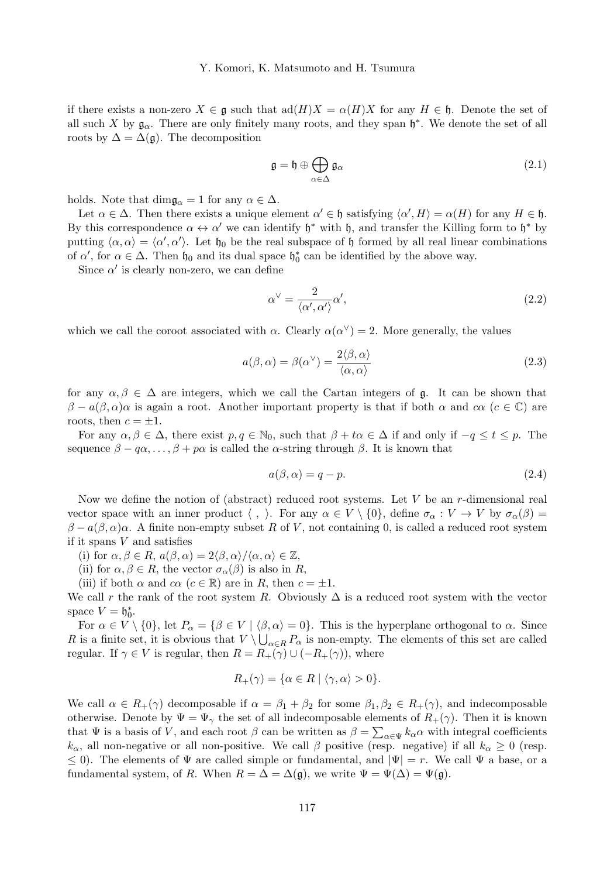if there exists a non-zero $X \in \mathfrak{g}$ such that $\mathrm{ad}(H)X = \alpha(H)X$ for any $H \in \mathfrak{h}$. Denote the set of all such $X$ by $\mathfrak{g}_\alpha$. There are only finitely many roots, and they span $\mathfrak{h}^*$. We denote the set of all roots by $\Delta = \Delta(\mathfrak{g})$. The decomposition

$$\mathfrak{g} = \mathfrak{h} \oplus \bigoplus_{\alpha \in \Delta} \mathfrak{g}_\alpha \tag{2.1}$$

holds. Note that $\dim \mathfrak{g}_\alpha = 1$ for any $\alpha \in \Delta$.

Let $\alpha \in \Delta$. Then there exists a unique element $\alpha' \in \mathfrak{h}$ satisfying $\langle \alpha', H \rangle = \alpha(H)$ for any $H \in \mathfrak{h}$. By this correspondence $\alpha \leftrightarrow \alpha'$ we can identify $\mathfrak{h}^*$ with $\mathfrak{h}$, and transfer the Killing form to $\mathfrak{h}^*$ by putting $\langle \alpha, \alpha \rangle = \langle \alpha', \alpha' \rangle$. Let $\mathfrak{h}_0$ be the real subspace of $\mathfrak{h}$ formed by all real linear combinations of $\alpha'$, for $\alpha \in \Delta$. Then $\mathfrak{h}_0$ and its dual space $\mathfrak{h}_0^*$ can be identified by the above way.

Since $\alpha'$ is clearly non-zero, we can define

$$\alpha^\vee = \frac{2}{\langle \alpha', \alpha' \rangle} \alpha', \tag{2.2}$$

which we call the coroot associated with $\alpha$. Clearly $\alpha(\alpha^\vee) = 2$. More generally, the values

$$a(\beta, \alpha) = \beta(\alpha^\vee) = \frac{2\langle \beta, \alpha \rangle}{\langle \alpha, \alpha \rangle} \tag{2.3}$$

for any $\alpha, \beta \in \Delta$ are integers, which we call the Cartan integers of $\mathfrak{g}$. It can be shown that $\beta - a(\beta, \alpha)\alpha$ is again a root. Another important property is that if both $\alpha$ and $c\alpha$ ($c \in \mathbb{C}$) are roots, then $c = \pm 1$.

For any $\alpha, \beta \in \Delta$, there exist $p, q \in \mathbb{N}_0$, such that $\beta + t\alpha \in \Delta$ if and only if $-q \le t \le p$. The sequence $\beta - q\alpha, \ldots, \beta + p\alpha$ is called the $\alpha$-string through $\beta$. It is known that

$$a(\beta, \alpha) = q - p. \tag{2.4}$$

Now we define the notion of (abstract) reduced root systems. Let $V$ be an $r$-dimensional real vector space with an inner product $\langle\ ,\ \rangle$. For any $\alpha \in V \setminus \{0\}$, define $\sigma_\alpha : V \to V$ by $\sigma_\alpha(\beta) = \beta - a(\beta, \alpha)\alpha$. A finite non-empty subset $R$ of $V$, not containing 0, is called a reduced root system if it spans $V$ and satisfies

(i) for $\alpha, \beta \in R$, $a(\beta, \alpha) = 2\langle \beta, \alpha \rangle / \langle \alpha, \alpha \rangle \in \mathbb{Z}$,

(ii) for $\alpha, \beta \in R$, the vector $\sigma_\alpha(\beta)$ is also in $R$,

(iii) if both $\alpha$ and $c\alpha$ ($c \in \mathbb{R}$) are in $R$, then $c = \pm 1$.

We call $r$ the rank of the root system $R$. Obviously $\Delta$ is a reduced root system with the vector space $V = \mathfrak{h}_0^*$.

For $\alpha \in V \setminus \{0\}$, let $P_\alpha = \{\beta \in V \mid \langle \beta, \alpha \rangle = 0\}$. This is the hyperplane orthogonal to $\alpha$. Since $R$ is a finite set, it is obvious that $V \setminus \bigcup_{\alpha \in R} P_\alpha$ is non-empty. The elements of this set are called regular. If $\gamma \in V$ is regular, then $R = R_+(\gamma) \cup (-R_+(\gamma))$, where

$$R_+(\gamma) = \{\alpha \in R \mid \langle \gamma, \alpha \rangle > 0\}.$$

We call $\alpha \in R_+(\gamma)$ decomposable if $\alpha = \beta_1 + \beta_2$ for some $\beta_1, \beta_2 \in R_+(\gamma)$, and indecomposable otherwise. Denote by $\Psi = \Psi_\gamma$ the set of all indecomposable elements of $R_+(\gamma)$. Then it is known that $\Psi$ is a basis of $V$, and each root $\beta$ can be written as $\beta = \sum_{\alpha \in \Psi} k_\alpha \alpha$ with integral coefficients $k_\alpha$, all non-negative or all non-positive. We call $\beta$ positive (resp. negative) if all $k_\alpha \ge 0$ (resp. $\le 0$). The elements of $\Psi$ are called simple or fundamental, and $|\Psi| = r$. We call $\Psi$ a base, or a fundamental system, of $R$. When $R = \Delta = \Delta(\mathfrak{g})$, we write $\Psi = \Psi(\Delta) = \Psi(\mathfrak{g})$.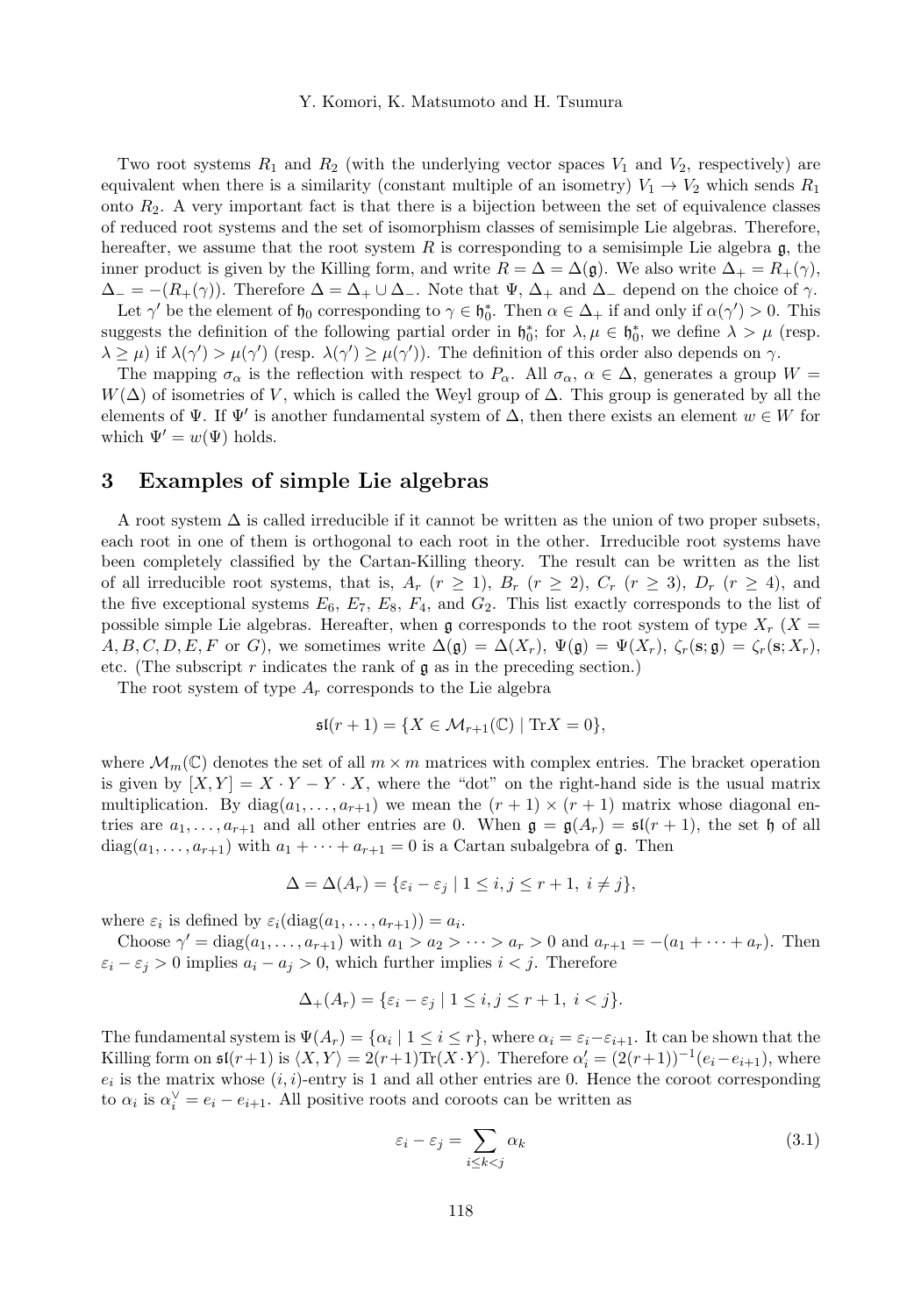Two root systems $R_1$ and $R_2$ (with the underlying vector spaces $V_1$ and $V_2$, respectively) are equivalent when there is a similarity (constant multiple of an isometry) $V_1 \to V_2$ which sends $R_1$ onto $R_2$. A very important fact is that there is a bijection between the set of equivalence classes of reduced root systems and the set of isomorphism classes of semisimple Lie algebras. Therefore, hereafter, we assume that the root system $R$ is corresponding to a semisimple Lie algebra $\mathfrak{g}$, the inner product is given by the Killing form, and write $R = \Delta = \Delta(\mathfrak{g})$. We also write $\Delta_+ = R_+(\gamma)$, $\Delta_- = -(R_+(\gamma))$. Therefore $\Delta = \Delta_+ \cup \Delta_-$. Note that $\Psi$, $\Delta_+$ and $\Delta_-$ depend on the choice of $\gamma$.

Let $\gamma'$ be the element of $\mathfrak{h}_0$ corresponding to $\gamma \in \mathfrak{h}_0^*$. Then $\alpha \in \Delta_+$ if and only if $\alpha(\gamma') > 0$. This suggests the definition of the following partial order in $\mathfrak{h}_0^*$; for $\lambda, \mu \in \mathfrak{h}_0^*$, we define $\lambda > \mu$ (resp. $\lambda \geq \mu$) if $\lambda(\gamma') > \mu(\gamma')$ (resp. $\lambda(\gamma') \geq \mu(\gamma')$). The definition of this order also depends on $\gamma$.

The mapping $\sigma_\alpha$ is the reflection with respect to $P_\alpha$. All $\sigma_\alpha$, $\alpha \in \Delta$, generates a group $W = W(\Delta)$ of isometries of $V$, which is called the Weyl group of $\Delta$. This group is generated by all the elements of $\Psi$. If $\Psi'$ is another fundamental system of $\Delta$, then there exists an element $w \in W$ for which $\Psi' = w(\Psi)$ holds.

## 3 Examples of simple Lie algebras

A root system $\Delta$ is called irreducible if it cannot be written as the union of two proper subsets, each root in one of them is orthogonal to each root in the other. Irreducible root systems have been completely classified by the Cartan-Killing theory. The result can be written as the list of all irreducible root systems, that is, $A_r$ ($r \geq 1$), $B_r$ ($r \geq 2$), $C_r$ ($r \geq 3$), $D_r$ ($r \geq 4$), and the five exceptional systems $E_6$, $E_7$, $E_8$, $F_4$, and $G_2$. This list exactly corresponds to the list of possible simple Lie algebras. Hereafter, when $\mathfrak{g}$ corresponds to the root system of type $X_r$ ($X = A, B, C, D, E, F$ or $G$), we sometimes write $\Delta(\mathfrak{g}) = \Delta(X_r)$, $\Psi(\mathfrak{g}) = \Psi(X_r)$, $\zeta_r(\mathbf{s};\mathfrak{g}) = \zeta_r(\mathbf{s};X_r)$, etc. (The subscript $r$ indicates the rank of $\mathfrak{g}$ as in the preceding section.)

The root system of type $A_r$ corresponds to the Lie algebra

$$\mathfrak{sl}(r+1) = \{X \in \mathcal{M}_{r+1}(\mathbb{C}) \mid \mathrm{Tr}X = 0\},$$

where $\mathcal{M}_m(\mathbb{C})$ denotes the set of all $m \times m$ matrices with complex entries. The bracket operation is given by $[X, Y] = X \cdot Y - Y \cdot X$, where the "dot" on the right-hand side is the usual matrix multiplication. By $\mathrm{diag}(a_1, \ldots, a_{r+1})$ we mean the $(r+1) \times (r+1)$ matrix whose diagonal entries are $a_1, \ldots, a_{r+1}$ and all other entries are 0. When $\mathfrak{g} = \mathfrak{g}(A_r) = \mathfrak{sl}(r+1)$, the set $\mathfrak{h}$ of all $\mathrm{diag}(a_1, \ldots, a_{r+1})$ with $a_1 + \cdots + a_{r+1} = 0$ is a Cartan subalgebra of $\mathfrak{g}$. Then

$$\Delta = \Delta(A_r) = \{\varepsilon_i - \varepsilon_j \mid 1 \leq i, j \leq r+1,\ i \neq j\},$$

where $\varepsilon_i$ is defined by $\varepsilon_i(\mathrm{diag}(a_1, \ldots, a_{r+1})) = a_i$.

Choose $\gamma' = \mathrm{diag}(a_1, \ldots, a_{r+1})$ with $a_1 > a_2 > \cdots > a_r > 0$ and $a_{r+1} = -(a_1 + \cdots + a_r)$. Then $\varepsilon_i - \varepsilon_j > 0$ implies $a_i - a_j > 0$, which further implies $i < j$. Therefore

$$\Delta_+(A_r) = \{\varepsilon_i - \varepsilon_j \mid 1 \leq i, j \leq r+1,\ i < j\}.$$

The fundamental system is $\Psi(A_r) = \{\alpha_i \mid 1 \leq i \leq r\}$, where $\alpha_i = \varepsilon_i - \varepsilon_{i+1}$. It can be shown that the Killing form on $\mathfrak{sl}(r+1)$ is $\langle X, Y \rangle = 2(r+1)\mathrm{Tr}(X \cdot Y)$. Therefore $\alpha_i' = (2(r+1))^{-1}(e_i - e_{i+1})$, where $e_i$ is the matrix whose $(i,i)$-entry is 1 and all other entries are 0. Hence the coroot corresponding to $\alpha_i$ is $\alpha_i^\vee = e_i - e_{i+1}$. All positive roots and coroots can be written as

$$\varepsilon_i - \varepsilon_j = \sum_{i \leq k < j} \alpha_k \tag{3.1}$$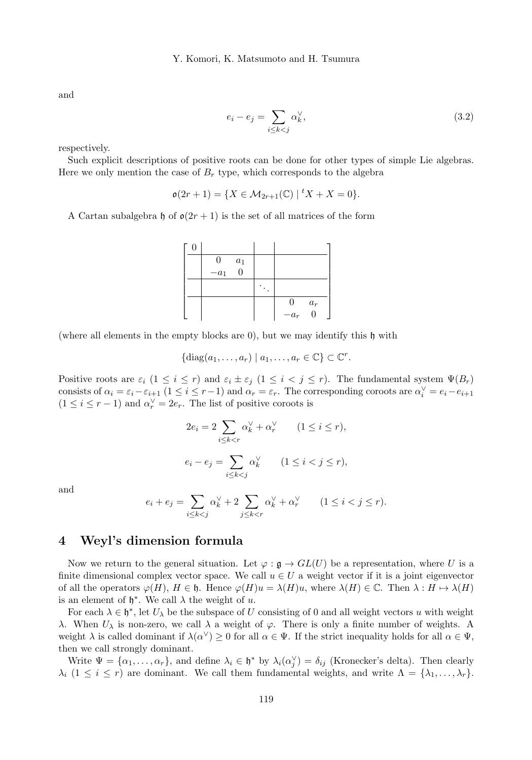and

$$e_i - e_j = \sum_{i \le k < j} \alpha_k^\vee, \tag{3.2}$$

respectively.

Such explicit descriptions of positive roots can be done for other types of simple Lie algebras. Here we only mention the case of $B_r$ type, which corresponds to the algebra

$$\mathfrak{o}(2r+1) = \{X \in \mathcal{M}_{2r+1}(\mathbb{C}) \mid {}^t X + X = 0\}.$$

A Cartan subalgebra $\mathfrak{h}$ of $\mathfrak{o}(2r+1)$ is the set of all matrices of the form

$$\left[\begin{array}{c|cc|c|cc}
0 & & & & & \\
\hline
 & 0 & a_1 & & & \\
 & -a_1 & 0 & & & \\
\hline
 & & & \ddots & & \\
\hline
 & & & & 0 & a_r \\
 & & & & -a_r & 0
\end{array}\right]$$

(where all elements in the empty blocks are 0), but we may identify this $\mathfrak{h}$ with

$$\{\mathrm{diag}(a_1, \ldots, a_r) \mid a_1, \ldots, a_r \in \mathbb{C}\} \subset \mathbb{C}^r.$$

Positive roots are $\varepsilon_i$ $(1 \le i \le r)$ and $\varepsilon_i \pm \varepsilon_j$ $(1 \le i < j \le r)$. The fundamental system $\Psi(B_r)$ consists of $\alpha_i = \varepsilon_i - \varepsilon_{i+1}$ $(1 \le i \le r-1)$ and $\alpha_r = \varepsilon_r$. The corresponding coroots are $\alpha_i^\vee = e_i - e_{i+1}$ $(1 \le i \le r-1)$ and $\alpha_r^\vee = 2e_r$. The list of positive coroots is

$$2e_i = 2\sum_{i \le k < r} \alpha_k^\vee + \alpha_r^\vee \qquad (1 \le i \le r),$$

$$e_i - e_j = \sum_{i \le k < j} \alpha_k^\vee \qquad (1 \le i < j \le r),$$

and

$$e_i + e_j = \sum_{i \le k < j} \alpha_k^\vee + 2\sum_{j \le k < r} \alpha_k^\vee + \alpha_r^\vee \qquad (1 \le i < j \le r).$$

## 4 Weyl's dimension formula

Now we return to the general situation. Let $\varphi : \mathfrak{g} \to GL(U)$ be a representation, where $U$ is a finite dimensional complex vector space. We call $u \in U$ a weight vector if it is a joint eigenvector of all the operators $\varphi(H)$, $H \in \mathfrak{h}$. Hence $\varphi(H)u = \lambda(H)u$, where $\lambda(H) \in \mathbb{C}$. Then $\lambda : H \mapsto \lambda(H)$ is an element of $\mathfrak{h}^*$. We call $\lambda$ the weight of $u$.

For each $\lambda \in \mathfrak{h}^*$, let $U_\lambda$ be the subspace of $U$ consisting of 0 and all weight vectors $u$ with weight $\lambda$. When $U_\lambda$ is non-zero, we call $\lambda$ a weight of $\varphi$. There is only a finite number of weights. A weight $\lambda$ is called dominant if $\lambda(\alpha^\vee) \ge 0$ for all $\alpha \in \Psi$. If the strict inequality holds for all $\alpha \in \Psi$, then we call strongly dominant.

Write $\Psi = \{\alpha_1, \ldots, \alpha_r\}$, and define $\lambda_i \in \mathfrak{h}^*$ by $\lambda_i(\alpha_j^\vee) = \delta_{ij}$ (Kronecker's delta). Then clearly $\lambda_i$ $(1 \le i \le r)$ are dominant. We call them fundamental weights, and write $\Lambda = \{\lambda_1, \ldots, \lambda_r\}$.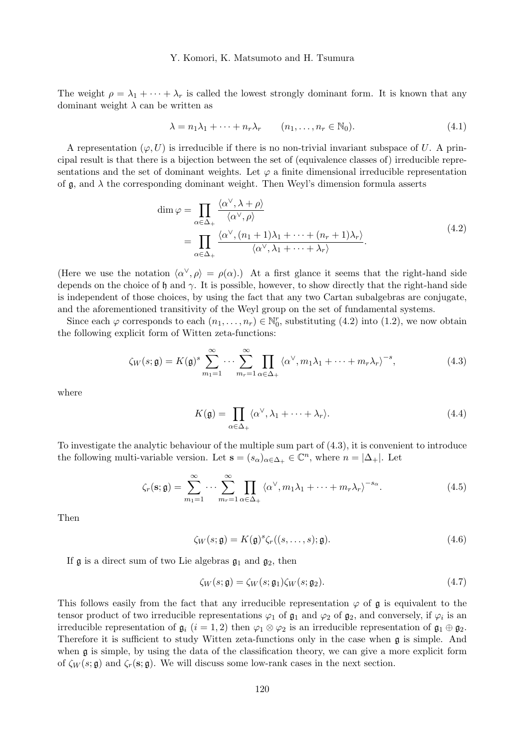The weight $\rho = \lambda_1 + \cdots + \lambda_r$ is called the lowest strongly dominant form. It is known that any dominant weight $\lambda$ can be written as

$$\lambda = n_1\lambda_1 + \cdots + n_r\lambda_r \qquad (n_1, \ldots, n_r \in \mathbb{N}_0). \tag{4.1}$$

A representation $(\varphi, U)$ is irreducible if there is no non-trivial invariant subspace of $U$. A principal result is that there is a bijection between the set of (equivalence classes of) irreducible representations and the set of dominant weights. Let $\varphi$ a finite dimensional irreducible representation of $\mathfrak{g}$, and $\lambda$ the corresponding dominant weight. Then Weyl's dimension formula asserts

$$\begin{aligned}\dim\varphi &= \prod_{\alpha\in\Delta_+} \frac{\langle\alpha^\vee, \lambda + \rho\rangle}{\langle\alpha^\vee, \rho\rangle} \\ &= \prod_{\alpha\in\Delta_+} \frac{\langle\alpha^\vee, (n_1+1)\lambda_1 + \cdots + (n_r+1)\lambda_r\rangle}{\langle\alpha^\vee, \lambda_1 + \cdots + \lambda_r\rangle}.\end{aligned} \tag{4.2}$$

(Here we use the notation $\langle\alpha^\vee, \rho\rangle = \rho(\alpha)$.) At a first glance it seems that the right-hand side depends on the choice of $\mathfrak{h}$ and $\gamma$. It is possible, however, to show directly that the right-hand side is independent of those choices, by using the fact that any two Cartan subalgebras are conjugate, and the aforementioned transitivity of the Weyl group on the set of fundamental systems.

Since each $\varphi$ corresponds to each $(n_1, \ldots, n_r) \in \mathbb{N}_0^r$, substituting (4.2) into (1.2), we now obtain the following explicit form of Witten zeta-functions:

$$\zeta_W(s; \mathfrak{g}) = K(\mathfrak{g})^s \sum_{m_1=1}^{\infty} \cdots \sum_{m_r=1}^{\infty} \prod_{\alpha\in\Delta_+} \langle\alpha^\vee, m_1\lambda_1 + \cdots + m_r\lambda_r\rangle^{-s}, \tag{4.3}$$

where

$$K(\mathfrak{g}) = \prod_{\alpha\in\Delta_+} \langle\alpha^\vee, \lambda_1 + \cdots + \lambda_r\rangle. \tag{4.4}$$

To investigate the analytic behaviour of the multiple sum part of (4.3), it is convenient to introduce the following multi-variable version. Let $\mathbf{s} = (s_\alpha)_{\alpha\in\Delta_+} \in \mathbb{C}^n$, where $n = |\Delta_+|$. Let

$$\zeta_r(\mathbf{s}; \mathfrak{g}) = \sum_{m_1=1}^{\infty} \cdots \sum_{m_r=1}^{\infty} \prod_{\alpha\in\Delta_+} \langle\alpha^\vee, m_1\lambda_1 + \cdots + m_r\lambda_r\rangle^{-s_\alpha}. \tag{4.5}$$

Then

$$\zeta_W(s; \mathfrak{g}) = K(\mathfrak{g})^s \zeta_r((s, \ldots, s); \mathfrak{g}). \tag{4.6}$$

If $\mathfrak{g}$ is a direct sum of two Lie algebras $\mathfrak{g}_1$ and $\mathfrak{g}_2$, then

$$\zeta_W(s; \mathfrak{g}) = \zeta_W(s; \mathfrak{g}_1)\zeta_W(s; \mathfrak{g}_2). \tag{4.7}$$

This follows easily from the fact that any irreducible representation $\varphi$ of $\mathfrak{g}$ is equivalent to the tensor product of two irreducible representations $\varphi_1$ of $\mathfrak{g}_1$ and $\varphi_2$ of $\mathfrak{g}_2$, and conversely, if $\varphi_i$ is an irreducible representation of $\mathfrak{g}_i$ $(i = 1, 2)$ then $\varphi_1 \otimes \varphi_2$ is an irreducible representation of $\mathfrak{g}_1 \oplus \mathfrak{g}_2$. Therefore it is sufficient to study Witten zeta-functions only in the case when $\mathfrak{g}$ is simple. And when $\mathfrak{g}$ is simple, by using the data of the classification theory, we can give a more explicit form of $\zeta_W(s; \mathfrak{g})$ and $\zeta_r(\mathbf{s}; \mathfrak{g})$. We will discuss some low-rank cases in the next section.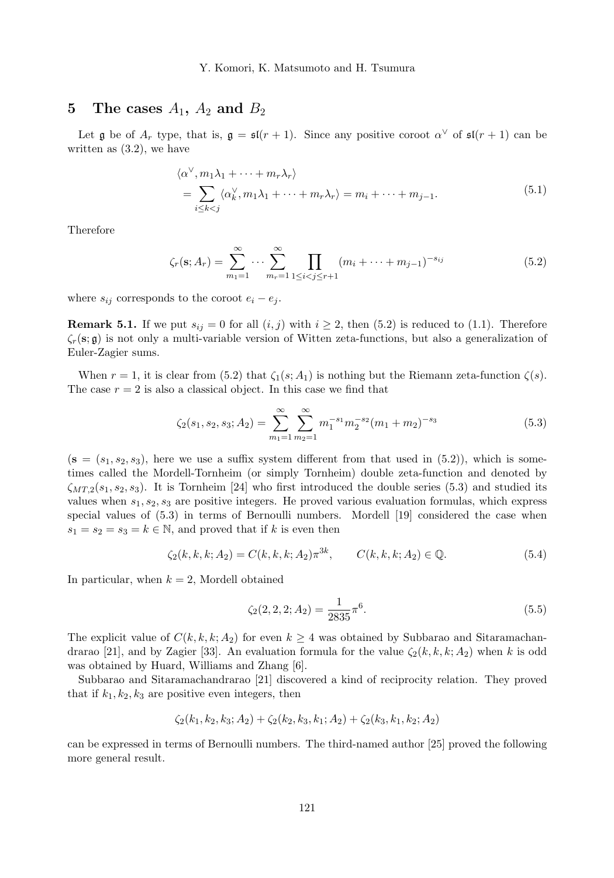## 5 The cases $A_1$, $A_2$ and $B_2$

Let $\mathfrak{g}$ be of $A_r$ type, that is, $\mathfrak{g} = \mathfrak{sl}(r+1)$. Since any positive coroot $\alpha^\vee$ of $\mathfrak{sl}(r+1)$ can be written as (3.2), we have

$$
\begin{aligned}
&\langle \alpha^\vee, m_1\lambda_1 + \cdots + m_r\lambda_r \rangle \\
&= \sum_{i \le k < j} \langle \alpha_k^\vee, m_1\lambda_1 + \cdots + m_r\lambda_r \rangle = m_i + \cdots + m_{j-1}.
\end{aligned}
\tag{5.1}
$$

Therefore

$$
\zeta_r(\mathbf{s}; A_r) = \sum_{m_1=1}^{\infty} \cdots \sum_{m_r=1}^{\infty} \prod_{1 \le i < j \le r+1} (m_i + \cdots + m_{j-1})^{-s_{ij}}
\tag{5.2}
$$

where $s_{ij}$ corresponds to the coroot $e_i - e_j$.

**Remark 5.1.** If we put $s_{ij} = 0$ for all $(i,j)$ with $i \ge 2$, then (5.2) is reduced to (1.1). Therefore $\zeta_r(\mathbf{s}; \mathfrak{g})$ is not only a multi-variable version of Witten zeta-functions, but also a generalization of Euler-Zagier sums.

When $r = 1$, it is clear from (5.2) that $\zeta_1(s; A_1)$ is nothing but the Riemann zeta-function $\zeta(s)$. The case $r = 2$ is also a classical object. In this case we find that

$$
\zeta_2(s_1, s_2, s_3; A_2) = \sum_{m_1=1}^{\infty} \sum_{m_2=1}^{\infty} m_1^{-s_1} m_2^{-s_2} (m_1 + m_2)^{-s_3}
\tag{5.3}
$$

($\mathbf{s} = (s_1, s_2, s_3)$, here we use a suffix system different from that used in (5.2)), which is sometimes called the Mordell-Tornheim (or simply Tornheim) double zeta-function and denoted by $\zeta_{MT,2}(s_1, s_2, s_3)$. It is Tornheim [24] who first introduced the double series (5.3) and studied its values when $s_1, s_2, s_3$ are positive integers. He proved various evaluation formulas, which express special values of (5.3) in terms of Bernoulli numbers. Mordell [19] considered the case when $s_1 = s_2 = s_3 = k \in \mathbb{N}$, and proved that if $k$ is even then

$$
\zeta_2(k, k, k; A_2) = C(k, k, k; A_2)\pi^{3k}, \qquad C(k, k, k; A_2) \in \mathbb{Q}.
\tag{5.4}
$$

In particular, when $k = 2$, Mordell obtained

$$
\zeta_2(2, 2, 2; A_2) = \frac{1}{2835}\pi^6.
\tag{5.5}
$$

The explicit value of $C(k, k, k; A_2)$ for even $k \ge 4$ was obtained by Subbarao and Sitaramachandrarao [21], and by Zagier [33]. An evaluation formula for the value $\zeta_2(k, k, k; A_2)$ when $k$ is odd was obtained by Huard, Williams and Zhang [6].

Subbarao and Sitaramachandrarao [21] discovered a kind of reciprocity relation. They proved that if $k_1, k_2, k_3$ are positive even integers, then

$$
\zeta_2(k_1, k_2, k_3; A_2) + \zeta_2(k_2, k_3, k_1; A_2) + \zeta_2(k_3, k_1, k_2; A_2)
$$

can be expressed in terms of Bernoulli numbers. The third-named author [25] proved the following more general result.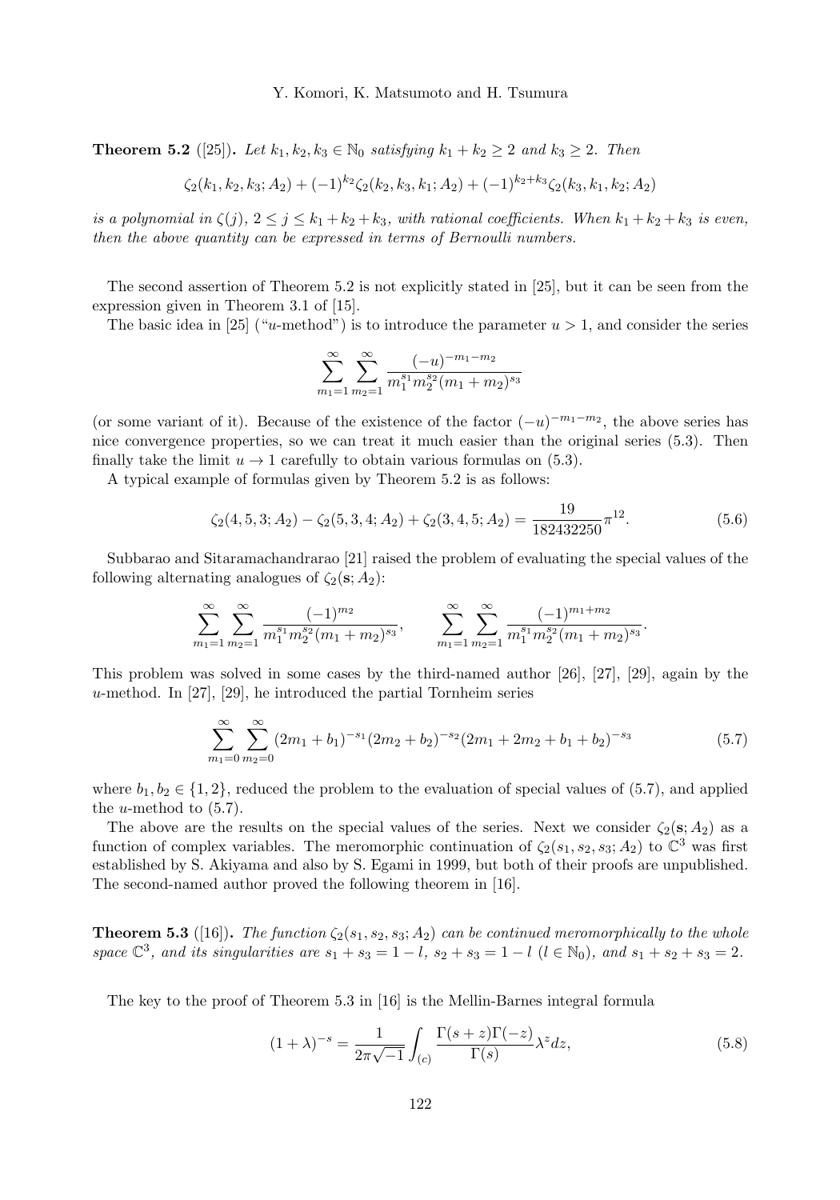**Theorem 5.2** ([25])**.** *Let $k_1, k_2, k_3 \in \mathbb{N}_0$ satisfying $k_1 + k_2 \geq 2$ and $k_3 \geq 2$. Then*

$$\zeta_2(k_1, k_2, k_3; A_2) + (-1)^{k_2}\zeta_2(k_2, k_3, k_1; A_2) + (-1)^{k_2+k_3}\zeta_2(k_3, k_1, k_2; A_2)$$

*is a polynomial in $\zeta(j)$, $2 \leq j \leq k_1 + k_2 + k_3$, with rational coefficients. When $k_1 + k_2 + k_3$ is even, then the above quantity can be expressed in terms of Bernoulli numbers.*

The second assertion of Theorem 5.2 is not explicitly stated in [25], but it can be seen from the expression given in Theorem 3.1 of [15].

The basic idea in [25] ("$u$-method") is to introduce the parameter $u > 1$, and consider the series

$$\sum_{m_1=1}^{\infty}\sum_{m_2=1}^{\infty}\frac{(-u)^{-m_1-m_2}}{m_1^{s_1}m_2^{s_2}(m_1+m_2)^{s_3}}$$

(or some variant of it). Because of the existence of the factor $(-u)^{-m_1-m_2}$, the above series has nice convergence properties, so we can treat it much easier than the original series (5.3). Then finally take the limit $u \to 1$ carefully to obtain various formulas on (5.3).

A typical example of formulas given by Theorem 5.2 is as follows:

$$\zeta_2(4,5,3;A_2) - \zeta_2(5,3,4;A_2) + \zeta_2(3,4,5;A_2) = \frac{19}{182432250}\pi^{12}. \tag{5.6}$$

Subbarao and Sitaramachandrarao [21] raised the problem of evaluating the special values of the following alternating analogues of $\zeta_2(\mathbf{s}; A_2)$:

$$\sum_{m_1=1}^{\infty}\sum_{m_2=1}^{\infty}\frac{(-1)^{m_2}}{m_1^{s_1}m_2^{s_2}(m_1+m_2)^{s_3}}, \qquad \sum_{m_1=1}^{\infty}\sum_{m_2=1}^{\infty}\frac{(-1)^{m_1+m_2}}{m_1^{s_1}m_2^{s_2}(m_1+m_2)^{s_3}}.$$

This problem was solved in some cases by the third-named author [26], [27], [29], again by the $u$-method. In [27], [29], he introduced the partial Tornheim series

$$\sum_{m_1=0}^{\infty}\sum_{m_2=0}^{\infty}(2m_1+b_1)^{-s_1}(2m_2+b_2)^{-s_2}(2m_1+2m_2+b_1+b_2)^{-s_3} \tag{5.7}$$

where $b_1, b_2 \in \{1, 2\}$, reduced the problem to the evaluation of special values of (5.7), and applied the $u$-method to (5.7).

The above are the results on the special values of the series. Next we consider $\zeta_2(\mathbf{s}; A_2)$ as a function of complex variables. The meromorphic continuation of $\zeta_2(s_1, s_2, s_3; A_2)$ to $\mathbb{C}^3$ was first established by S. Akiyama and also by S. Egami in 1999, but both of their proofs are unpublished. The second-named author proved the following theorem in [16].

**Theorem 5.3** ([16])**.** *The function $\zeta_2(s_1, s_2, s_3; A_2)$ can be continued meromorphically to the whole space $\mathbb{C}^3$, and its singularities are $s_1 + s_3 = 1 - l$, $s_2 + s_3 = 1 - l$ ($l \in \mathbb{N}_0$), and $s_1 + s_2 + s_3 = 2$.*

The key to the proof of Theorem 5.3 in [16] is the Mellin-Barnes integral formula

$$(1+\lambda)^{-s} = \frac{1}{2\pi\sqrt{-1}}\int_{(c)}\frac{\Gamma(s+z)\Gamma(-z)}{\Gamma(s)}\lambda^z dz, \tag{5.8}$$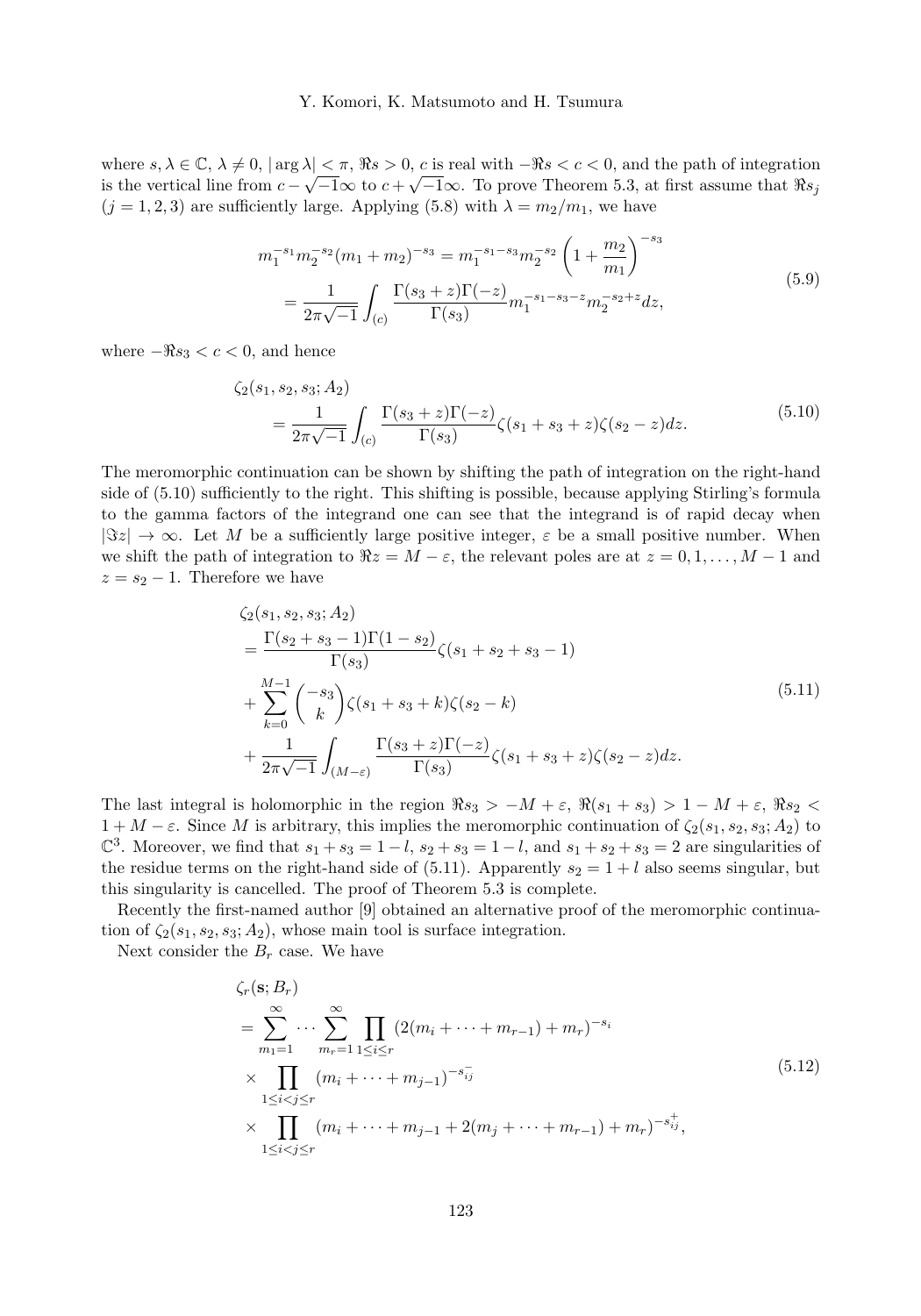where $s, \lambda \in \mathbb{C}$, $\lambda \neq 0$, $|\arg \lambda| < \pi$, $\Re s > 0$, $c$ is real with $-\Re s < c < 0$, and the path of integration is the vertical line from $c - \sqrt{-1}\infty$ to $c + \sqrt{-1}\infty$. To prove Theorem 5.3, at first assume that $\Re s_j$ ($j = 1, 2, 3$) are sufficiently large. Applying (5.8) with $\lambda = m_2/m_1$, we have

$$
\begin{aligned}
m_1^{-s_1} m_2^{-s_2} (m_1 + m_2)^{-s_3} &= m_1^{-s_1-s_3} m_2^{-s_2} \left(1 + \frac{m_2}{m_1}\right)^{-s_3} \\
&= \frac{1}{2\pi\sqrt{-1}} \int_{(c)} \frac{\Gamma(s_3 + z)\Gamma(-z)}{\Gamma(s_3)} m_1^{-s_1-s_3-z} m_2^{-s_2+z} dz,
\end{aligned}
\tag{5.9}
$$

where $-\Re s_3 < c < 0$, and hence

$$
\begin{aligned}
&\zeta_2(s_1, s_2, s_3; A_2) \\
&\quad = \frac{1}{2\pi\sqrt{-1}} \int_{(c)} \frac{\Gamma(s_3 + z)\Gamma(-z)}{\Gamma(s_3)} \zeta(s_1 + s_3 + z)\zeta(s_2 - z) dz.
\end{aligned}
\tag{5.10}
$$

The meromorphic continuation can be shown by shifting the path of integration on the right-hand side of (5.10) sufficiently to the right. This shifting is possible, because applying Stirling's formula to the gamma factors of the integrand one can see that the integrand is of rapid decay when $|\Im z| \to \infty$. Let $M$ be a sufficiently large positive integer, $\varepsilon$ be a small positive number. When we shift the path of integration to $\Re z = M - \varepsilon$, the relevant poles are at $z = 0, 1, \ldots, M-1$ and $z = s_2 - 1$. Therefore we have

$$
\begin{aligned}
&\zeta_2(s_1, s_2, s_3; A_2) \\
&= \frac{\Gamma(s_2 + s_3 - 1)\Gamma(1 - s_2)}{\Gamma(s_3)} \zeta(s_1 + s_2 + s_3 - 1) \\
&+ \sum_{k=0}^{M-1} \binom{-s_3}{k} \zeta(s_1 + s_3 + k)\zeta(s_2 - k) \\
&+ \frac{1}{2\pi\sqrt{-1}} \int_{(M-\varepsilon)} \frac{\Gamma(s_3 + z)\Gamma(-z)}{\Gamma(s_3)} \zeta(s_1 + s_3 + z)\zeta(s_2 - z) dz.
\end{aligned}
\tag{5.11}
$$

The last integral is holomorphic in the region $\Re s_3 > -M + \varepsilon$, $\Re(s_1 + s_3) > 1 - M + \varepsilon$, $\Re s_2 < 1 + M - \varepsilon$. Since $M$ is arbitrary, this implies the meromorphic continuation of $\zeta_2(s_1, s_2, s_3; A_2)$ to $\mathbb{C}^3$. Moreover, we find that $s_1 + s_3 = 1 - l$, $s_2 + s_3 = 1 - l$, and $s_1 + s_2 + s_3 = 2$ are singularities of the residue terms on the right-hand side of (5.11). Apparently $s_2 = 1 + l$ also seems singular, but this singularity is cancelled. The proof of Theorem 5.3 is complete.

Recently the first-named author [9] obtained an alternative proof of the meromorphic continuation of $\zeta_2(s_1, s_2, s_3; A_2)$, whose main tool is surface integration.

Next consider the $B_r$ case. We have

$$
\begin{aligned}
&\zeta_r(\mathbf{s}; B_r) \\
&= \sum_{m_1=1}^{\infty} \cdots \sum_{m_r=1}^{\infty} \prod_{1 \leq i \leq r} (2(m_i + \cdots + m_{r-1}) + m_r)^{-s_i} \\
&\times \prod_{1 \leq i < j \leq r} (m_i + \cdots + m_{j-1})^{-s_{ij}^-} \\
&\times \prod_{1 \leq i < j \leq r} (m_i + \cdots + m_{j-1} + 2(m_j + \cdots + m_{r-1}) + m_r)^{-s_{ij}^+},
\end{aligned}
\tag{5.12}
$$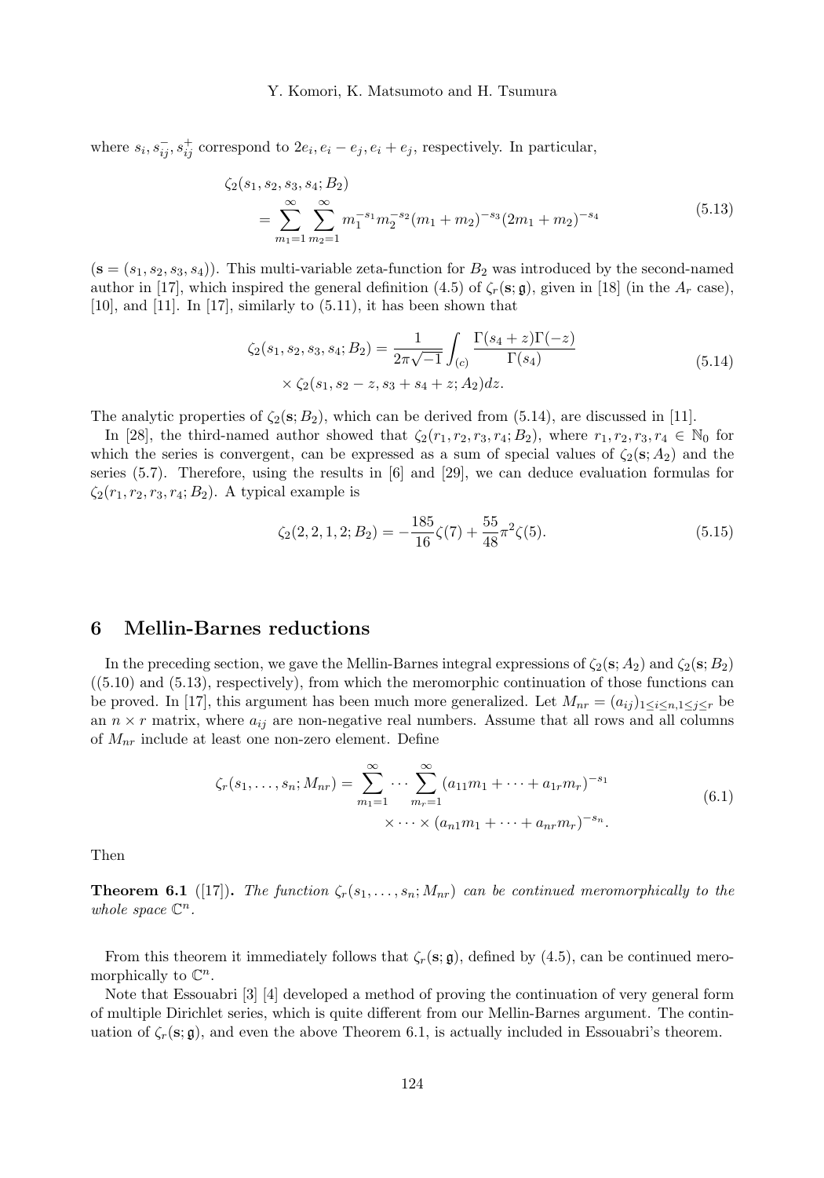where $s_i, s_{ij}^-, s_{ij}^+$ correspond to $2e_i, e_i - e_j, e_i + e_j$, respectively. In particular,

$$
\begin{aligned}
&\zeta_2(s_1, s_2, s_3, s_4; B_2) \\
&\quad = \sum_{m_1=1}^{\infty} \sum_{m_2=1}^{\infty} m_1^{-s_1} m_2^{-s_2} (m_1 + m_2)^{-s_3} (2m_1 + m_2)^{-s_4}
\end{aligned}
\tag{5.13}
$$

($\mathbf{s} = (s_1, s_2, s_3, s_4)$). This multi-variable zeta-function for $B_2$ was introduced by the second-named author in [17], which inspired the general definition (4.5) of $\zeta_r(\mathbf{s}; \mathfrak{g})$, given in [18] (in the $A_r$ case), [10], and [11]. In [17], similarly to (5.11), it has been shown that

$$
\begin{aligned}
\zeta_2(s_1, s_2, s_3, s_4; B_2) = \frac{1}{2\pi\sqrt{-1}} \int_{(c)} &\frac{\Gamma(s_4 + z)\Gamma(-z)}{\Gamma(s_4)} \\
&\times \zeta_2(s_1, s_2 - z, s_3 + s_4 + z; A_2) dz.
\end{aligned}
\tag{5.14}
$$

The analytic properties of $\zeta_2(\mathbf{s}; B_2)$, which can be derived from (5.14), are discussed in [11].

In [28], the third-named author showed that $\zeta_2(r_1, r_2, r_3, r_4; B_2)$, where $r_1, r_2, r_3, r_4 \in \mathbb{N}_0$ for which the series is convergent, can be expressed as a sum of special values of $\zeta_2(\mathbf{s}; A_2)$ and the series (5.7). Therefore, using the results in [6] and [29], we can deduce evaluation formulas for $\zeta_2(r_1, r_2, r_3, r_4; B_2)$. A typical example is

$$
\zeta_2(2, 2, 1, 2; B_2) = -\frac{185}{16}\zeta(7) + \frac{55}{48}\pi^2\zeta(5).
\tag{5.15}
$$

## 6 Mellin-Barnes reductions

In the preceding section, we gave the Mellin-Barnes integral expressions of $\zeta_2(\mathbf{s}; A_2)$ and $\zeta_2(\mathbf{s}; B_2)$ ((5.10) and (5.13), respectively), from which the meromorphic continuation of those functions can be proved. In [17], this argument has been much more generalized. Let $M_{nr} = (a_{ij})_{1 \le i \le n, 1 \le j \le r}$ be an $n \times r$ matrix, where $a_{ij}$ are non-negative real numbers. Assume that all rows and all columns of $M_{nr}$ include at least one non-zero element. Define

$$
\begin{aligned}
\zeta_r(s_1, \ldots, s_n; M_{nr}) = \sum_{m_1=1}^{\infty} \cdots \sum_{m_r=1}^{\infty} &(a_{11}m_1 + \cdots + a_{1r}m_r)^{-s_1} \\
&\times \cdots \times (a_{n1}m_1 + \cdots + a_{nr}m_r)^{-s_n}.
\end{aligned}
\tag{6.1}
$$

Then

**Theorem 6.1** ([17]). *The function $\zeta_r(s_1, \ldots, s_n; M_{nr})$ can be continued meromorphically to the whole space $\mathbb{C}^n$.*

From this theorem it immediately follows that $\zeta_r(\mathbf{s}; \mathfrak{g})$, defined by (4.5), can be continued meromorphically to $\mathbb{C}^n$.

Note that Essouabri [3] [4] developed a method of proving the continuation of very general form of multiple Dirichlet series, which is quite different from our Mellin-Barnes argument. The continuation of $\zeta_r(\mathbf{s}; \mathfrak{g})$, and even the above Theorem 6.1, is actually included in Essouabri's theorem.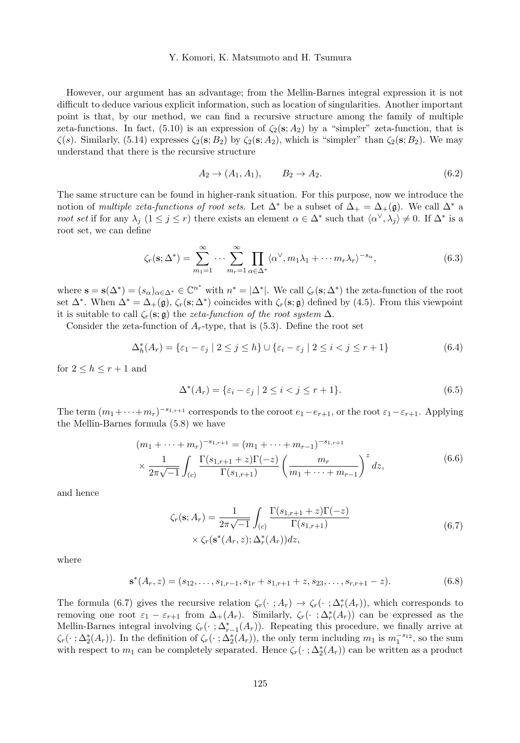However, our argument has an advantage; from the Mellin-Barnes integral expression it is not difficult to deduce various explicit information, such as location of singularities. Another important point is that, by our method, we can find a recursive structure among the family of multiple zeta-functions. In fact, (5.10) is an expression of $\zeta_2(\mathbf{s}; A_2)$ by a "simpler" zeta-function, that is $\zeta(s)$. Similarly, (5.14) expresses $\zeta_2(\mathbf{s}; B_2)$ by $\zeta_2(\mathbf{s}; A_2)$, which is "simpler" than $\zeta_2(\mathbf{s}; B_2)$. We may understand that there is the recursive structure

$$A_2 \to (A_1, A_1), \qquad B_2 \to A_2. \tag{6.2}$$

The same structure can be found in higher-rank situation. For this purpose, now we introduce the notion of *multiple zeta-functions of root sets*. Let $\Delta^*$ be a subset of $\Delta_+ = \Delta_+(\mathfrak{g})$. We call $\Delta^*$ a *root set* if for any $\lambda_j$ $(1 \le j \le r)$ there exists an element $\alpha \in \Delta^*$ such that $\langle \alpha^\vee, \lambda_j \rangle \neq 0$. If $\Delta^*$ is a root set, we can define

$$\zeta_r(\mathbf{s}; \Delta^*) = \sum_{m_1=1}^{\infty} \cdots \sum_{m_r=1}^{\infty} \prod_{\alpha \in \Delta^*} \langle \alpha^\vee, m_1\lambda_1 + \cdots m_r\lambda_r \rangle^{-s_\alpha}, \tag{6.3}$$

where $\mathbf{s} = \mathbf{s}(\Delta^*) = (s_\alpha)_{\alpha \in \Delta^*} \in \mathbb{C}^{n^*}$ with $n^* = |\Delta^*|$. We call $\zeta_r(\mathbf{s}; \Delta^*)$ the zeta-function of the root set $\Delta^*$. When $\Delta^* = \Delta_+(\mathfrak{g})$, $\zeta_r(\mathbf{s}; \Delta^*)$ coincides with $\zeta_r(\mathbf{s}; \mathfrak{g})$ defined by (4.5). From this viewpoint it is suitable to call $\zeta_r(\mathbf{s}; \mathfrak{g})$ the *zeta-function of the root system* $\Delta$.

Consider the zeta-function of $A_r$-type, that is (5.3). Define the root set

$$\Delta_h^*(A_r) = \{\varepsilon_1 - \varepsilon_j \mid 2 \le j \le h\} \cup \{\varepsilon_i - \varepsilon_j \mid 2 \le i < j \le r+1\} \tag{6.4}$$

for $2 \le h \le r+1$ and

$$\Delta^*(A_r) = \{\varepsilon_i - \varepsilon_j \mid 2 \le i < j \le r+1\}. \tag{6.5}$$

The term $(m_1 + \cdots + m_r)^{-s_{1,r+1}}$ corresponds to the coroot $e_1 - e_{r+1}$, or the root $\varepsilon_1 - \varepsilon_{r+1}$. Applying the Mellin-Barnes formula (5.8) we have

$$\begin{aligned}(m_1 + \cdots + m_r)^{-s_{1,r+1}} &= (m_1 + \cdots + m_{r-1})^{-s_{1,r+1}} \\ &\times \frac{1}{2\pi\sqrt{-1}} \int_{(c)} \frac{\Gamma(s_{1,r+1} + z)\Gamma(-z)}{\Gamma(s_{1,r+1})} \left(\frac{m_r}{m_1 + \cdots + m_{r-1}}\right)^z dz,\end{aligned} \tag{6.6}$$

and hence

$$\begin{aligned}\zeta_r(\mathbf{s}; A_r) &= \frac{1}{2\pi\sqrt{-1}} \int_{(c)} \frac{\Gamma(s_{1,r+1} + z)\Gamma(-z)}{\Gamma(s_{1,r+1})} \\ &\times \zeta_r(\mathbf{s}^*(A_r, z); \Delta_r^*(A_r)) dz,\end{aligned} \tag{6.7}$$

where

$$\mathbf{s}^*(A_r, z) = (s_{12}, \ldots, s_{1,r-1}, s_{1r} + s_{1,r+1} + z, s_{23}, \ldots, s_{r,r+1} - z). \tag{6.8}$$

The formula (6.7) gives the recursive relation $\zeta_r(\cdot\,; A_r) \to \zeta_r(\cdot\,; \Delta_r^*(A_r))$, which corresponds to removing one root $\varepsilon_1 - \varepsilon_{r+1}$ from $\Delta_+(A_r)$. Similarly, $\zeta_r(\cdot\,; \Delta_r^*(A_r))$ can be expressed as the Mellin-Barnes integral involving $\zeta_r(\cdot\,; \Delta_{r-1}^*(A_r))$. Repeating this procedure, we finally arrive at $\zeta_r(\cdot\,; \Delta_2^*(A_r))$. In the definition of $\zeta_r(\cdot\,; \Delta_2^*(A_r))$, the only term including $m_1$ is $m_1^{-s_{12}}$, so the sum with respect to $m_1$ can be completely separated. Hence $\zeta_r(\cdot\,; \Delta_2^*(A_r))$ can be written as a product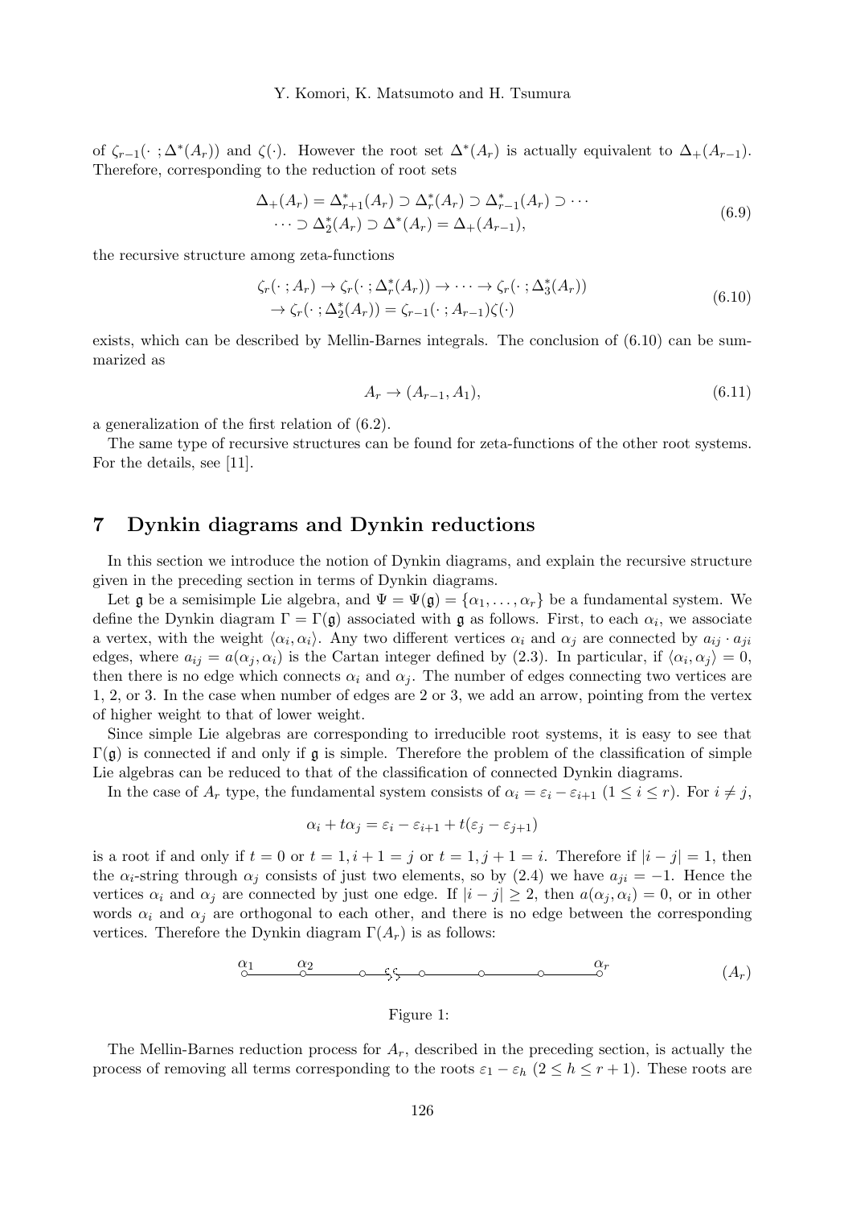of $\zeta_{r-1}(\cdot\,;\Delta^*(A_r))$ and $\zeta(\cdot)$. However the root set $\Delta^*(A_r)$ is actually equivalent to $\Delta_+(A_{r-1})$. Therefore, corresponding to the reduction of root sets

$$
\begin{aligned}
\Delta_+(A_r) = \Delta^*_{r+1}(A_r) \supset \Delta^*_r(A_r) \supset \Delta^*_{r-1}(A_r) \supset \cdots \\
\cdots \supset \Delta^*_2(A_r) \supset \Delta^*(A_r) = \Delta_+(A_{r-1}),
\end{aligned}
\tag{6.9}
$$

the recursive structure among zeta-functions

$$
\begin{aligned}
&\zeta_r(\cdot\,;A_r) \to \zeta_r(\cdot\,;\Delta^*_r(A_r)) \to \cdots \to \zeta_r(\cdot\,;\Delta^*_3(A_r)) \\
&\to \zeta_r(\cdot\,;\Delta^*_2(A_r)) = \zeta_{r-1}(\cdot\,;A_{r-1})\zeta(\cdot)
\end{aligned}
\tag{6.10}
$$

exists, which can be described by Mellin-Barnes integrals. The conclusion of (6.10) can be summarized as

$$
A_r \to (A_{r-1}, A_1), \tag{6.11}
$$

a generalization of the first relation of (6.2).

The same type of recursive structures can be found for zeta-functions of the other root systems. For the details, see [11].

## 7 Dynkin diagrams and Dynkin reductions

In this section we introduce the notion of Dynkin diagrams, and explain the recursive structure given in the preceding section in terms of Dynkin diagrams.

Let $\mathfrak{g}$ be a semisimple Lie algebra, and $\Psi = \Psi(\mathfrak{g}) = \{\alpha_1, \ldots, \alpha_r\}$ be a fundamental system. We define the Dynkin diagram $\Gamma = \Gamma(\mathfrak{g})$ associated with $\mathfrak{g}$ as follows. First, to each $\alpha_i$, we associate a vertex, with the weight $\langle\alpha_i, \alpha_i\rangle$. Any two different vertices $\alpha_i$ and $\alpha_j$ are connected by $a_{ij} \cdot a_{ji}$ edges, where $a_{ij} = a(\alpha_j, \alpha_i)$ is the Cartan integer defined by (2.3). In particular, if $\langle\alpha_i, \alpha_j\rangle = 0$, then there is no edge which connects $\alpha_i$ and $\alpha_j$. The number of edges connecting two vertices are 1, 2, or 3. In the case when number of edges are 2 or 3, we add an arrow, pointing from the vertex of higher weight to that of lower weight.

Since simple Lie algebras are corresponding to irreducible root systems, it is easy to see that $\Gamma(\mathfrak{g})$ is connected if and only if $\mathfrak{g}$ is simple. Therefore the problem of the classification of simple Lie algebras can be reduced to that of the classification of connected Dynkin diagrams.

In the case of $A_r$ type, the fundamental system consists of $\alpha_i = \varepsilon_i - \varepsilon_{i+1}$ $(1 \le i \le r)$. For $i \ne j$,

$$
\alpha_i + t\alpha_j = \varepsilon_i - \varepsilon_{i+1} + t(\varepsilon_j - \varepsilon_{j+1})
$$

is a root if and only if $t = 0$ or $t = 1, i+1 = j$ or $t = 1, j+1 = i$. Therefore if $|i-j| = 1$, then the $\alpha_i$-string through $\alpha_j$ consists of just two elements, so by (2.4) we have $a_{ji} = -1$. Hence the vertices $\alpha_i$ and $\alpha_j$ are connected by just one edge. If $|i-j| \ge 2$, then $a(\alpha_j, \alpha_i) = 0$, or in other words $\alpha_i$ and $\alpha_j$ are orthogonal to each other, and there is no edge between the corresponding vertices. Therefore the Dynkin diagram $\Gamma(A_r)$ is as follows:

$\alpha_1$ — $\alpha_2$ — ○ — ⋯ — ○ — ○ — ○ — $\alpha_r$ $\qquad (A_r)$

Figure 1:

The Mellin-Barnes reduction process for $A_r$, described in the preceding section, is actually the process of removing all terms corresponding to the roots $\varepsilon_1 - \varepsilon_h$ $(2 \le h \le r+1)$. These roots are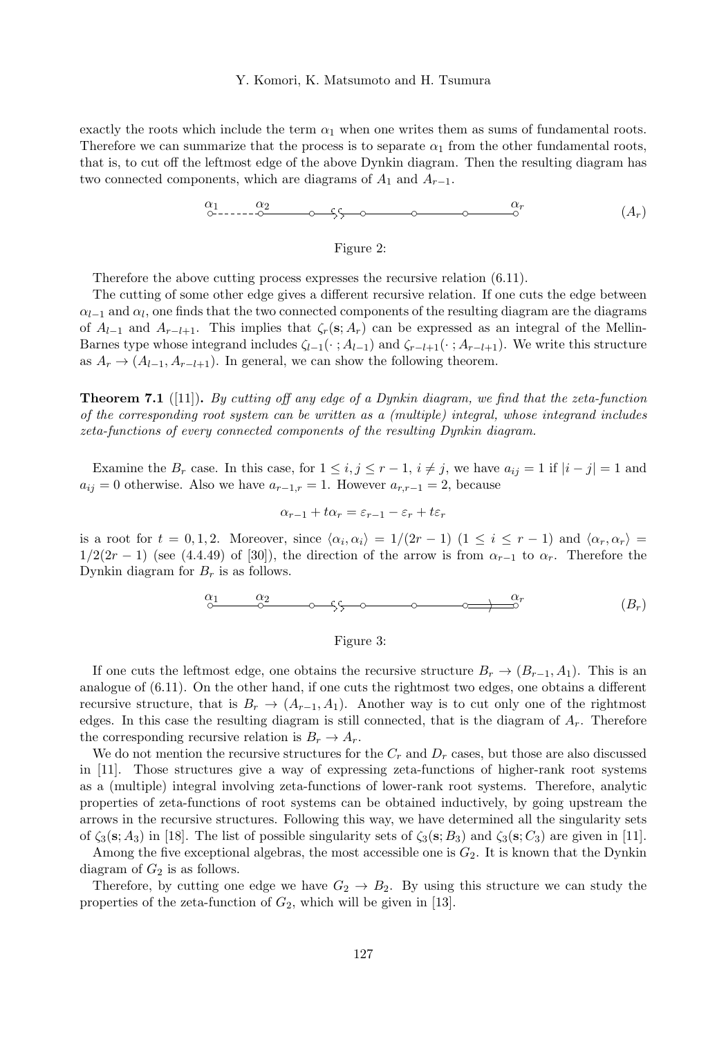exactly the roots which include the term $\alpha_1$ when one writes them as sums of fundamental roots. Therefore we can summarize that the process is to separate $\alpha_1$ from the other fundamental roots, that is, to cut off the leftmost edge of the above Dynkin diagram. Then the resulting diagram has two connected components, which are diagrams of $A_1$ and $A_{r-1}$.

$$\alpha_1 \cdots\cdots \alpha_2 \text{———}\circ\text{—}\cdots\text{—}\circ\text{———}\circ\text{———}\circ\text{———}\alpha_r \qquad (A_r)$$

Figure 2:

Therefore the above cutting process expresses the recursive relation (6.11).

The cutting of some other edge gives a different recursive relation. If one cuts the edge between $\alpha_{l-1}$ and $\alpha_l$, one finds that the two connected components of the resulting diagram are the diagrams of $A_{l-1}$ and $A_{r-l+1}$. This implies that $\zeta_r(\mathbf{s}; A_r)$ can be expressed as an integral of the Mellin-Barnes type whose integrand includes $\zeta_{l-1}(\cdot\,; A_{l-1})$ and $\zeta_{r-l+1}(\cdot\,; A_{r-l+1})$. We write this structure as $A_r \to (A_{l-1}, A_{r-l+1})$. In general, we can show the following theorem.

**Theorem 7.1** ([11]). *By cutting off any edge of a Dynkin diagram, we find that the zeta-function of the corresponding root system can be written as a (multiple) integral, whose integrand includes zeta-functions of every connected components of the resulting Dynkin diagram.*

Examine the $B_r$ case. In this case, for $1 \leq i, j \leq r-1$, $i \neq j$, we have $a_{ij} = 1$ if $|i-j| = 1$ and $a_{ij} = 0$ otherwise. Also we have $a_{r-1,r} = 1$. However $a_{r,r-1} = 2$, because

$$\alpha_{r-1} + t\alpha_r = \varepsilon_{r-1} - \varepsilon_r + t\varepsilon_r$$

is a root for $t = 0, 1, 2$. Moreover, since $\langle \alpha_i, \alpha_i \rangle = 1/(2r-1)$ $(1 \leq i \leq r-1)$ and $\langle \alpha_r, \alpha_r \rangle = 1/2(2r-1)$ (see (4.4.49) of [30]), the direction of the arrow is from $\alpha_{r-1}$ to $\alpha_r$. Therefore the Dynkin diagram for $B_r$ is as follows.

$$\alpha_1 \text{———} \alpha_2 \text{———}\circ\text{—}\cdots\text{—}\circ\text{———}\circ\text{———}\circ\Rightarrow\alpha_r \qquad (B_r)$$

Figure 3:

If one cuts the leftmost edge, one obtains the recursive structure $B_r \to (B_{r-1}, A_1)$. This is an analogue of (6.11). On the other hand, if one cuts the rightmost two edges, one obtains a different recursive structure, that is $B_r \to (A_{r-1}, A_1)$. Another way is to cut only one of the rightmost edges. In this case the resulting diagram is still connected, that is the diagram of $A_r$. Therefore the corresponding recursive relation is $B_r \to A_r$.

We do not mention the recursive structures for the $C_r$ and $D_r$ cases, but those are also discussed in [11]. Those structures give a way of expressing zeta-functions of higher-rank root systems as a (multiple) integral involving zeta-functions of lower-rank root systems. Therefore, analytic properties of zeta-functions of root systems can be obtained inductively, by going upstream the arrows in the recursive structures. Following this way, we have determined all the singularity sets of $\zeta_3(\mathbf{s}; A_3)$ in [18]. The list of possible singularity sets of $\zeta_3(\mathbf{s}; B_3)$ and $\zeta_3(\mathbf{s}; C_3)$ are given in [11].

Among the five exceptional algebras, the most accessible one is $G_2$. It is known that the Dynkin diagram of $G_2$ is as follows.

Therefore, by cutting one edge we have $G_2 \to B_2$. By using this structure we can study the properties of the zeta-function of $G_2$, which will be given in [13].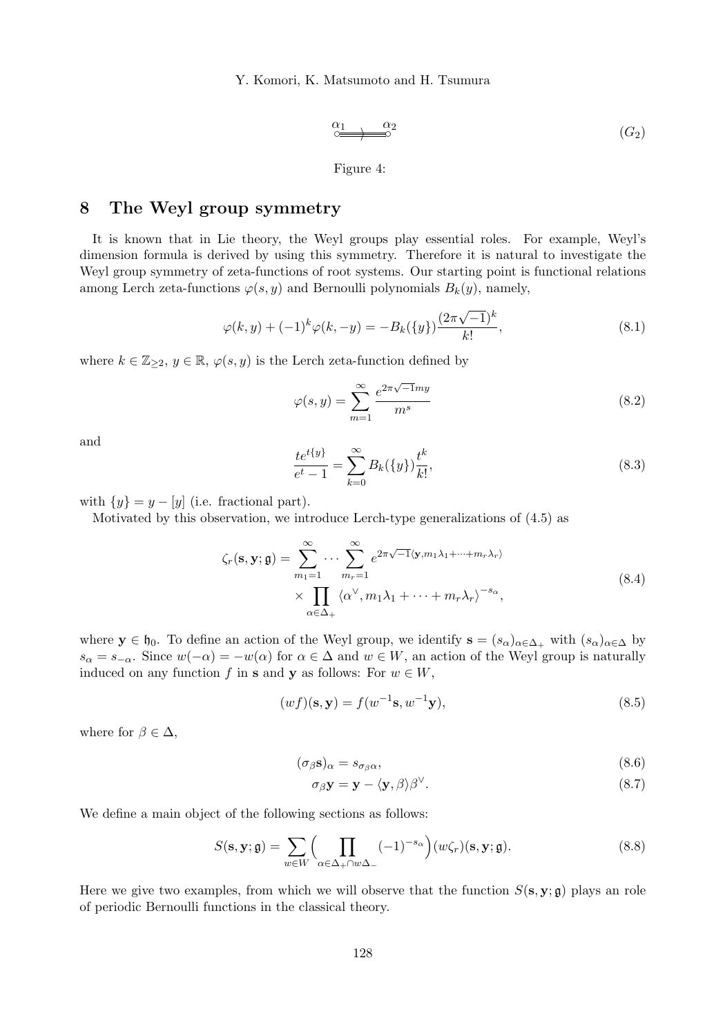$$\overset{\alpha_1}{\circ}\!\!\Rrightarrow\!\!\overset{\alpha_2}{\circ} \qquad (G_2)$$

Figure 4:

## 8 The Weyl group symmetry

It is known that in Lie theory, the Weyl groups play essential roles. For example, Weyl's dimension formula is derived by using this symmetry. Therefore it is natural to investigate the Weyl group symmetry of zeta-functions of root systems. Our starting point is functional relations among Lerch zeta-functions $\varphi(s, y)$ and Bernoulli polynomials $B_k(y)$, namely,

$$\varphi(k, y) + (-1)^k \varphi(k, -y) = -B_k(\{y\}) \frac{(2\pi\sqrt{-1})^k}{k!}, \tag{8.1}$$

where $k \in \mathbb{Z}_{\geq 2}$, $y \in \mathbb{R}$, $\varphi(s, y)$ is the Lerch zeta-function defined by

$$\varphi(s, y) = \sum_{m=1}^{\infty} \frac{e^{2\pi\sqrt{-1}my}}{m^s} \tag{8.2}$$

and

$$\frac{te^{t\{y\}}}{e^t - 1} = \sum_{k=0}^{\infty} B_k(\{y\}) \frac{t^k}{k!}, \tag{8.3}$$

with $\{y\} = y - [y]$ (i.e. fractional part).

Motivated by this observation, we introduce Lerch-type generalizations of (4.5) as

$$\begin{aligned}\zeta_r(\mathbf{s}, \mathbf{y}; \mathfrak{g}) = \sum_{m_1=1}^{\infty} \cdots \sum_{m_r=1}^{\infty} & e^{2\pi\sqrt{-1}\langle \mathbf{y}, m_1\lambda_1 + \cdots + m_r\lambda_r \rangle} \\ & \times \prod_{\alpha \in \Delta_+} \langle \alpha^\vee, m_1\lambda_1 + \cdots + m_r\lambda_r \rangle^{-s_\alpha},\end{aligned} \tag{8.4}$$

where $\mathbf{y} \in \mathfrak{h}_0$. To define an action of the Weyl group, we identify $\mathbf{s} = (s_\alpha)_{\alpha \in \Delta_+}$ with $(s_\alpha)_{\alpha \in \Delta}$ by $s_\alpha = s_{-\alpha}$. Since $w(-\alpha) = -w(\alpha)$ for $\alpha \in \Delta$ and $w \in W$, an action of the Weyl group is naturally induced on any function $f$ in $\mathbf{s}$ and $\mathbf{y}$ as follows: For $w \in W$,

$$(wf)(\mathbf{s}, \mathbf{y}) = f(w^{-1}\mathbf{s}, w^{-1}\mathbf{y}), \tag{8.5}$$

where for $\beta \in \Delta$,

$$(\sigma_\beta \mathbf{s})_\alpha = s_{\sigma_\beta \alpha}, \tag{8.6}$$

$$\sigma_\beta \mathbf{y} = \mathbf{y} - \langle \mathbf{y}, \beta \rangle \beta^\vee. \tag{8.7}$$

We define a main object of the following sections as follows:

$$S(\mathbf{s}, \mathbf{y}; \mathfrak{g}) = \sum_{w \in W} \Big( \prod_{\alpha \in \Delta_+ \cap w\Delta_-} (-1)^{-s_\alpha} \Big) (w\zeta_r)(\mathbf{s}, \mathbf{y}; \mathfrak{g}). \tag{8.8}$$

Here we give two examples, from which we will observe that the function $S(\mathbf{s}, \mathbf{y}; \mathfrak{g})$ plays an role of periodic Bernoulli functions in the classical theory.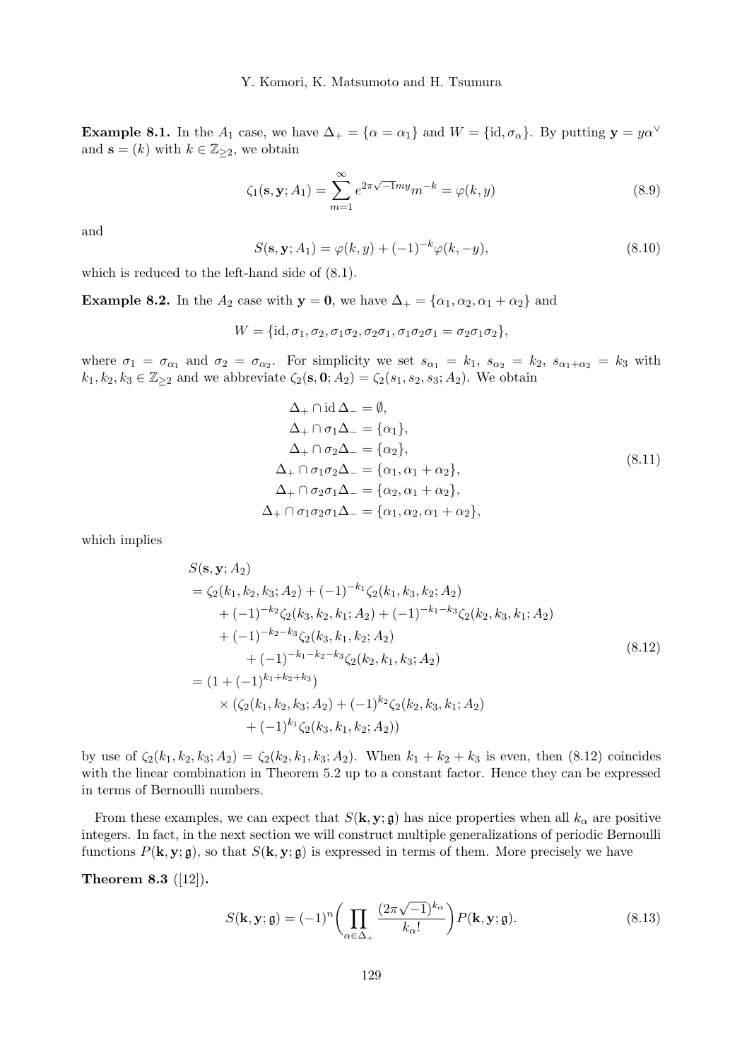**Example 8.1.** In the $A_1$ case, we have $\Delta_+ = \{\alpha = \alpha_1\}$ and $W = \{\mathrm{id}, \sigma_\alpha\}$. By putting $\mathbf{y} = y\alpha^\vee$ and $\mathbf{s} = (k)$ with $k \in \mathbb{Z}_{\geq 2}$, we obtain

$$\zeta_1(\mathbf{s}, \mathbf{y}; A_1) = \sum_{m=1}^{\infty} e^{2\pi\sqrt{-1}my} m^{-k} = \varphi(k, y) \tag{8.9}$$

and

$$S(\mathbf{s}, \mathbf{y}; A_1) = \varphi(k, y) + (-1)^{-k}\varphi(k, -y), \tag{8.10}$$

which is reduced to the left-hand side of (8.1).

**Example 8.2.** In the $A_2$ case with $\mathbf{y} = \mathbf{0}$, we have $\Delta_+ = \{\alpha_1, \alpha_2, \alpha_1 + \alpha_2\}$ and

$$W = \{\mathrm{id}, \sigma_1, \sigma_2, \sigma_1\sigma_2, \sigma_2\sigma_1, \sigma_1\sigma_2\sigma_1 = \sigma_2\sigma_1\sigma_2\},$$

where $\sigma_1 = \sigma_{\alpha_1}$ and $\sigma_2 = \sigma_{\alpha_2}$. For simplicity we set $s_{\alpha_1} = k_1$, $s_{\alpha_2} = k_2$, $s_{\alpha_1+\alpha_2} = k_3$ with $k_1, k_2, k_3 \in \mathbb{Z}_{\geq 2}$ and we abbreviate $\zeta_2(\mathbf{s}, \mathbf{0}; A_2) = \zeta_2(s_1, s_2, s_3; A_2)$. We obtain

$$\begin{aligned}
\Delta_+ \cap \mathrm{id}\,\Delta_- &= \emptyset, \\
\Delta_+ \cap \sigma_1\Delta_- &= \{\alpha_1\}, \\
\Delta_+ \cap \sigma_2\Delta_- &= \{\alpha_2\}, \\
\Delta_+ \cap \sigma_1\sigma_2\Delta_- &= \{\alpha_1, \alpha_1 + \alpha_2\}, \\
\Delta_+ \cap \sigma_2\sigma_1\Delta_- &= \{\alpha_2, \alpha_1 + \alpha_2\}, \\
\Delta_+ \cap \sigma_1\sigma_2\sigma_1\Delta_- &= \{\alpha_1, \alpha_2, \alpha_1 + \alpha_2\},
\end{aligned} \tag{8.11}$$

which implies

$$\begin{aligned}
&S(\mathbf{s}, \mathbf{y}; A_2) \\
&= \zeta_2(k_1, k_2, k_3; A_2) + (-1)^{-k_1}\zeta_2(k_1, k_3, k_2; A_2) \\
&\quad + (-1)^{-k_2}\zeta_2(k_3, k_2, k_1; A_2) + (-1)^{-k_1-k_3}\zeta_2(k_2, k_3, k_1; A_2) \\
&\quad + (-1)^{-k_2-k_3}\zeta_2(k_3, k_1, k_2; A_2) \\
&\qquad + (-1)^{-k_1-k_2-k_3}\zeta_2(k_2, k_1, k_3; A_2) \\
&= (1 + (-1)^{k_1+k_2+k_3}) \\
&\quad \times (\zeta_2(k_1, k_2, k_3; A_2) + (-1)^{k_2}\zeta_2(k_2, k_3, k_1; A_2) \\
&\qquad + (-1)^{k_1}\zeta_2(k_3, k_1, k_2; A_2))
\end{aligned} \tag{8.12}$$

by use of $\zeta_2(k_1, k_2, k_3; A_2) = \zeta_2(k_2, k_1, k_3; A_2)$. When $k_1 + k_2 + k_3$ is even, then (8.12) coincides with the linear combination in Theorem 5.2 up to a constant factor. Hence they can be expressed in terms of Bernoulli numbers.

From these examples, we can expect that $S(\mathbf{k}, \mathbf{y}; \mathfrak{g})$ has nice properties when all $k_\alpha$ are positive integers. In fact, in the next section we will construct multiple generalizations of periodic Bernoulli functions $P(\mathbf{k}, \mathbf{y}; \mathfrak{g})$, so that $S(\mathbf{k}, \mathbf{y}; \mathfrak{g})$ is expressed in terms of them. More precisely we have

**Theorem 8.3** ([12])**.**

$$S(\mathbf{k}, \mathbf{y}; \mathfrak{g}) = (-1)^n \biggl( \prod_{\alpha \in \Delta_+} \frac{(2\pi\sqrt{-1})^{k_\alpha}}{k_\alpha!} \biggr) P(\mathbf{k}, \mathbf{y}; \mathfrak{g}). \tag{8.13}$$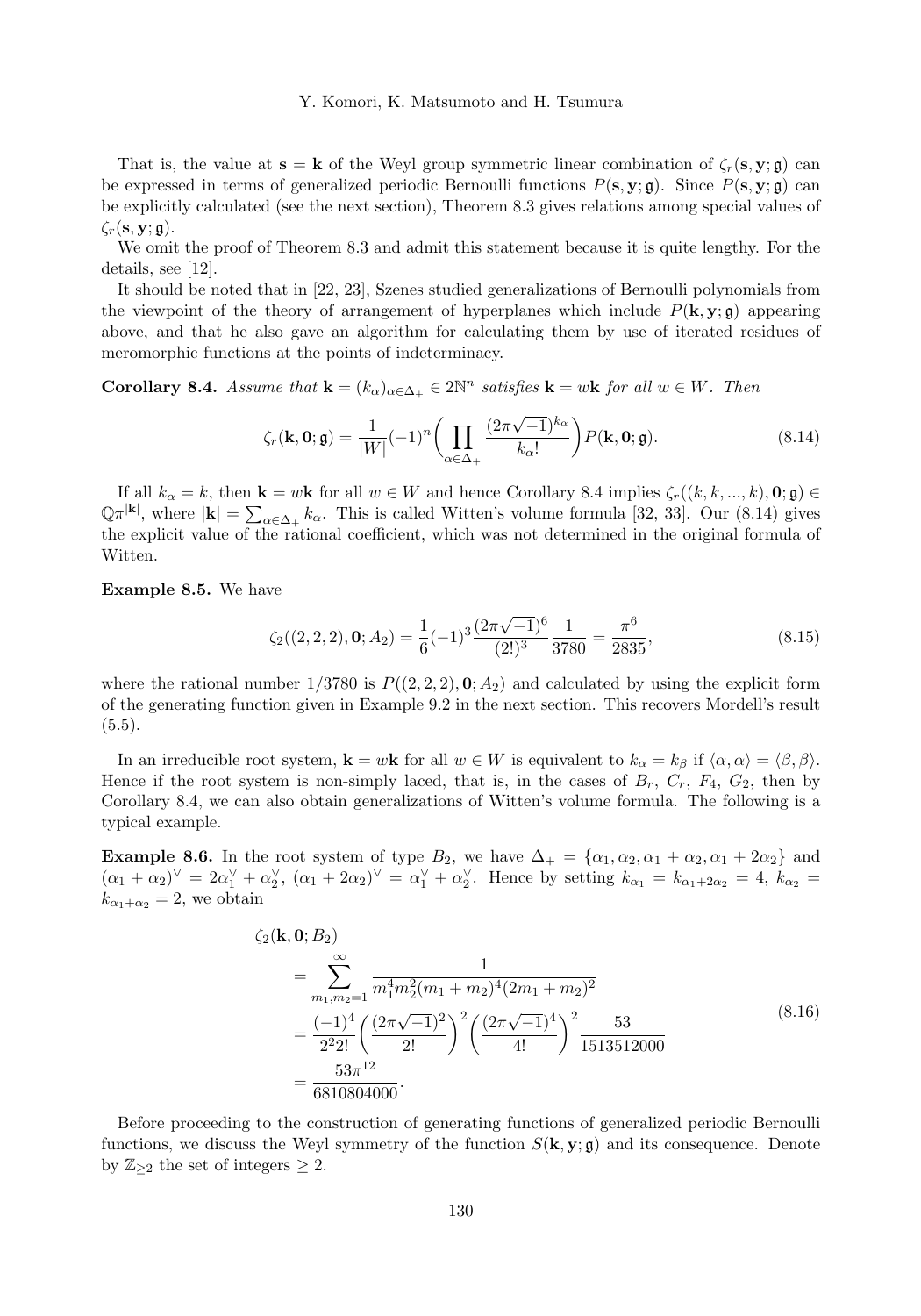That is, the value at $\mathbf{s} = \mathbf{k}$ of the Weyl group symmetric linear combination of $\zeta_r(\mathbf{s}, \mathbf{y}; \mathfrak{g})$ can be expressed in terms of generalized periodic Bernoulli functions $P(\mathbf{s}, \mathbf{y}; \mathfrak{g})$. Since $P(\mathbf{s}, \mathbf{y}; \mathfrak{g})$ can be explicitly calculated (see the next section), Theorem 8.3 gives relations among special values of $\zeta_r(\mathbf{s}, \mathbf{y}; \mathfrak{g})$.

We omit the proof of Theorem 8.3 and admit this statement because it is quite lengthy. For the details, see [12].

It should be noted that in [22, 23], Szenes studied generalizations of Bernoulli polynomials from the viewpoint of the theory of arrangement of hyperplanes which include $P(\mathbf{k}, \mathbf{y}; \mathfrak{g})$ appearing above, and that he also gave an algorithm for calculating them by use of iterated residues of meromorphic functions at the points of indeterminacy.

**Corollary 8.4.** *Assume that* $\mathbf{k} = (k_\alpha)_{\alpha \in \Delta_+} \in 2\mathbb{N}^n$ *satisfies* $\mathbf{k} = w\mathbf{k}$ *for all* $w \in W$. *Then*

$$\zeta_r(\mathbf{k}, \mathbf{0}; \mathfrak{g}) = \frac{1}{|W|}(-1)^n \Bigg( \prod_{\alpha \in \Delta_+} \frac{(2\pi\sqrt{-1})^{k_\alpha}}{k_\alpha!} \Bigg) P(\mathbf{k}, \mathbf{0}; \mathfrak{g}). \tag{8.14}$$

If all $k_\alpha = k$, then $\mathbf{k} = w\mathbf{k}$ for all $w \in W$ and hence Corollary 8.4 implies $\zeta_r((k, k, ..., k), \mathbf{0}; \mathfrak{g}) \in \mathbb{Q}\pi^{|\mathbf{k}|}$, where $|\mathbf{k}| = \sum_{\alpha \in \Delta_+} k_\alpha$. This is called Witten's volume formula [32, 33]. Our (8.14) gives the explicit value of the rational coefficient, which was not determined in the original formula of Witten.

**Example 8.5.** We have

$$\zeta_2((2, 2, 2), \mathbf{0}; A_2) = \frac{1}{6}(-1)^3 \frac{(2\pi\sqrt{-1})^6}{(2!)^3} \frac{1}{3780} = \frac{\pi^6}{2835}, \tag{8.15}$$

where the rational number $1/3780$ is $P((2, 2, 2), \mathbf{0}; A_2)$ and calculated by using the explicit form of the generating function given in Example 9.2 in the next section. This recovers Mordell's result (5.5).

In an irreducible root system, $\mathbf{k} = w\mathbf{k}$ for all $w \in W$ is equivalent to $k_\alpha = k_\beta$ if $\langle \alpha, \alpha \rangle = \langle \beta, \beta \rangle$. Hence if the root system is non-simply laced, that is, in the cases of $B_r$, $C_r$, $F_4$, $G_2$, then by Corollary 8.4, we can also obtain generalizations of Witten's volume formula. The following is a typical example.

**Example 8.6.** In the root system of type $B_2$, we have $\Delta_+ = \{\alpha_1, \alpha_2, \alpha_1 + \alpha_2, \alpha_1 + 2\alpha_2\}$ and $(\alpha_1 + \alpha_2)^\vee = 2\alpha_1^\vee + \alpha_2^\vee$, $(\alpha_1 + 2\alpha_2)^\vee = \alpha_1^\vee + \alpha_2^\vee$. Hence by setting $k_{\alpha_1} = k_{\alpha_1 + 2\alpha_2} = 4$, $k_{\alpha_2} = k_{\alpha_1 + \alpha_2} = 2$, we obtain

$$\begin{aligned}
&\zeta_2(\mathbf{k}, \mathbf{0}; B_2) \\
&\quad = \sum_{m_1, m_2 = 1}^{\infty} \frac{1}{m_1^4 m_2^2 (m_1 + m_2)^4 (2m_1 + m_2)^2} \\
&\quad = \frac{(-1)^4}{2^2 2!} \bigg( \frac{(2\pi\sqrt{-1})^2}{2!} \bigg)^2 \bigg( \frac{(2\pi\sqrt{-1})^4}{4!} \bigg)^2 \frac{53}{1513512000} \\
&\quad = \frac{53\pi^{12}}{6810804000}.
\end{aligned} \tag{8.16}$$

Before proceeding to the construction of generating functions of generalized periodic Bernoulli functions, we discuss the Weyl symmetry of the function $S(\mathbf{k}, \mathbf{y}; \mathfrak{g})$ and its consequence. Denote by $\mathbb{Z}_{\geq 2}$ the set of integers $\geq 2$.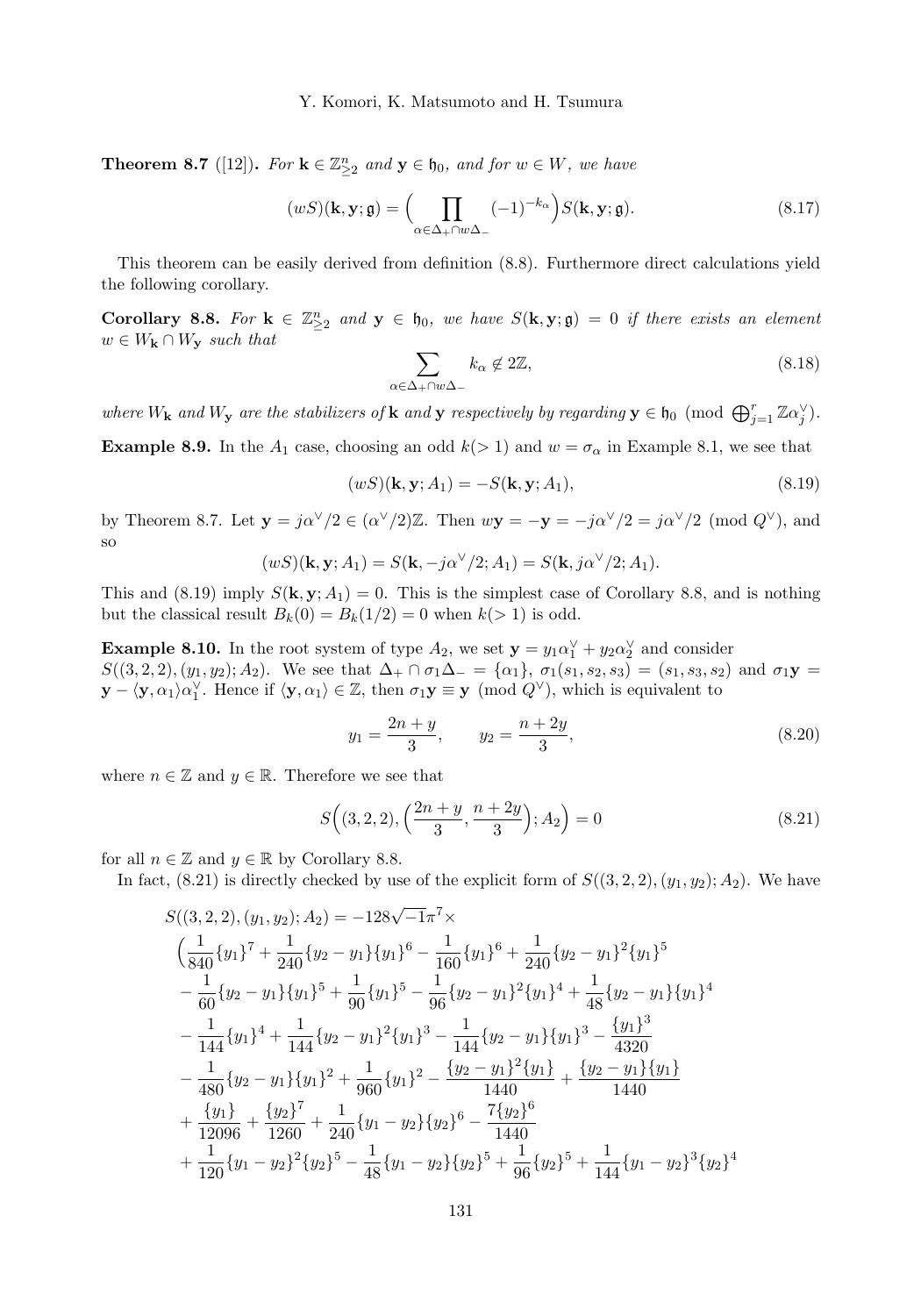**Theorem 8.7** ([12])**.** *For $\mathbf{k} \in \mathbb{Z}^n_{\geq 2}$ and $\mathbf{y} \in \mathfrak{h}_0$, and for $w \in W$, we have*

$$(wS)(\mathbf{k}, \mathbf{y}; \mathfrak{g}) = \Big( \prod_{\alpha \in \Delta_+ \cap w\Delta_-} (-1)^{-k_\alpha} \Big) S(\mathbf{k}, \mathbf{y}; \mathfrak{g}). \tag{8.17}$$

This theorem can be easily derived from definition (8.8). Furthermore direct calculations yield the following corollary.

**Corollary 8.8.** *For $\mathbf{k} \in \mathbb{Z}^n_{\geq 2}$ and $\mathbf{y} \in \mathfrak{h}_0$, we have $S(\mathbf{k}, \mathbf{y}; \mathfrak{g}) = 0$ if there exists an element $w \in W_{\mathbf{k}} \cap W_{\mathbf{y}}$ such that*

$$\sum_{\alpha \in \Delta_+ \cap w\Delta_-} k_\alpha \notin 2\mathbb{Z}, \tag{8.18}$$

*where $W_{\mathbf{k}}$ and $W_{\mathbf{y}}$ are the stabilizers of $\mathbf{k}$ and $\mathbf{y}$ respectively by regarding $\mathbf{y} \in \mathfrak{h}_0 \pmod{\bigoplus_{j=1}^r \mathbb{Z}\alpha_j^\vee}$.*

**Example 8.9.** In the $A_1$ case, choosing an odd $k(>1)$ and $w = \sigma_\alpha$ in Example 8.1, we see that

$$(wS)(\mathbf{k}, \mathbf{y}; A_1) = -S(\mathbf{k}, \mathbf{y}; A_1), \tag{8.19}$$

by Theorem 8.7. Let $\mathbf{y} = j\alpha^\vee/2 \in (\alpha^\vee/2)\mathbb{Z}$. Then $w\mathbf{y} = -\mathbf{y} = -j\alpha^\vee/2 = j\alpha^\vee/2 \pmod{Q^\vee}$, and so

$$(wS)(\mathbf{k}, \mathbf{y}; A_1) = S(\mathbf{k}, -j\alpha^\vee/2; A_1) = S(\mathbf{k}, j\alpha^\vee/2; A_1).$$

This and (8.19) imply $S(\mathbf{k}, \mathbf{y}; A_1) = 0$. This is the simplest case of Corollary 8.8, and is nothing but the classical result $B_k(0) = B_k(1/2) = 0$ when $k(>1)$ is odd.

**Example 8.10.** In the root system of type $A_2$, we set $\mathbf{y} = y_1\alpha_1^\vee + y_2\alpha_2^\vee$ and consider $S((3,2,2),(y_1,y_2);A_2)$. We see that $\Delta_+ \cap \sigma_1\Delta_- = \{\alpha_1\}$, $\sigma_1(s_1,s_2,s_3) = (s_1,s_3,s_2)$ and $\sigma_1\mathbf{y} = \mathbf{y} - \langle \mathbf{y}, \alpha_1\rangle\alpha_1^\vee$. Hence if $\langle \mathbf{y}, \alpha_1 \rangle \in \mathbb{Z}$, then $\sigma_1\mathbf{y} \equiv \mathbf{y} \pmod{Q^\vee}$, which is equivalent to

$$y_1 = \frac{2n+y}{3}, \qquad y_2 = \frac{n+2y}{3}, \tag{8.20}$$

where $n \in \mathbb{Z}$ and $y \in \mathbb{R}$. Therefore we see that

$$S\Big((3,2,2), \Big(\frac{2n+y}{3}, \frac{n+2y}{3}\Big); A_2\Big) = 0 \tag{8.21}$$

for all $n \in \mathbb{Z}$ and $y \in \mathbb{R}$ by Corollary 8.8.

In fact, (8.21) is directly checked by use of the explicit form of $S((3,2,2),(y_1,y_2);A_2)$. We have

$$\begin{aligned}
&S((3,2,2),(y_1,y_2);A_2) = -128\sqrt{-1}\pi^7 \times \\
&\Big(\frac{1}{840}\{y_1\}^7 + \frac{1}{240}\{y_2-y_1\}\{y_1\}^6 - \frac{1}{160}\{y_1\}^6 + \frac{1}{240}\{y_2-y_1\}^2\{y_1\}^5 \\
&- \frac{1}{60}\{y_2-y_1\}\{y_1\}^5 + \frac{1}{90}\{y_1\}^5 - \frac{1}{96}\{y_2-y_1\}^2\{y_1\}^4 + \frac{1}{48}\{y_2-y_1\}\{y_1\}^4 \\
&- \frac{1}{144}\{y_1\}^4 + \frac{1}{144}\{y_2-y_1\}^2\{y_1\}^3 - \frac{1}{144}\{y_2-y_1\}\{y_1\}^3 - \frac{\{y_1\}^3}{4320} \\
&- \frac{1}{480}\{y_2-y_1\}\{y_1\}^2 + \frac{1}{960}\{y_1\}^2 - \frac{\{y_2-y_1\}^2\{y_1\}}{1440} + \frac{\{y_2-y_1\}\{y_1\}}{1440} \\
&+ \frac{\{y_1\}}{12096} + \frac{\{y_2\}^7}{1260} + \frac{1}{240}\{y_1-y_2\}\{y_2\}^6 - \frac{7\{y_2\}^6}{1440} \\
&+ \frac{1}{120}\{y_1-y_2\}^2\{y_2\}^5 - \frac{1}{48}\{y_1-y_2\}\{y_2\}^5 + \frac{1}{96}\{y_2\}^5 + \frac{1}{144}\{y_1-y_2\}^3\{y_2\}^4
\end{aligned}$$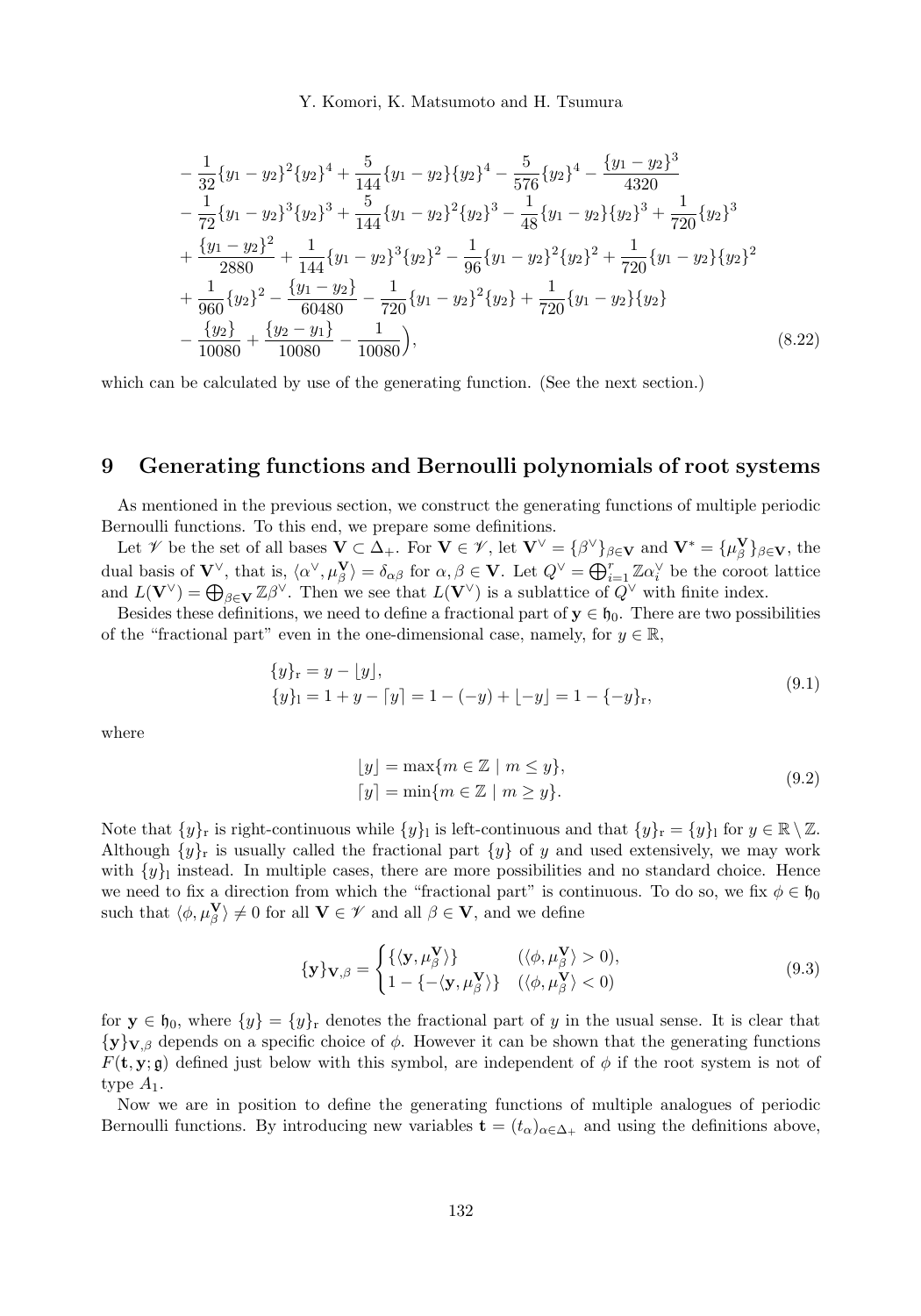$$
\begin{aligned}
&-\frac{1}{32}\{y_1-y_2\}^2\{y_2\}^4+\frac{5}{144}\{y_1-y_2\}\{y_2\}^4-\frac{5}{576}\{y_2\}^4-\frac{\{y_1-y_2\}^3}{4320}\\
&-\frac{1}{72}\{y_1-y_2\}^3\{y_2\}^3+\frac{5}{144}\{y_1-y_2\}^2\{y_2\}^3-\frac{1}{48}\{y_1-y_2\}\{y_2\}^3+\frac{1}{720}\{y_2\}^3\\
&+\frac{\{y_1-y_2\}^2}{2880}+\frac{1}{144}\{y_1-y_2\}^3\{y_2\}^2-\frac{1}{96}\{y_1-y_2\}^2\{y_2\}^2+\frac{1}{720}\{y_1-y_2\}\{y_2\}^2\\
&+\frac{1}{960}\{y_2\}^2-\frac{\{y_1-y_2\}}{60480}-\frac{1}{720}\{y_1-y_2\}^2\{y_2\}+\frac{1}{720}\{y_1-y_2\}\{y_2\}\\
&-\frac{\{y_2\}}{10080}+\frac{\{y_2-y_1\}}{10080}-\frac{1}{10080}\Big),
\end{aligned}
\tag{8.22}
$$

which can be calculated by use of the generating function. (See the next section.)

## 9 Generating functions and Bernoulli polynomials of root systems

As mentioned in the previous section, we construct the generating functions of multiple periodic Bernoulli functions. To this end, we prepare some definitions.

Let $\mathscr{V}$ be the set of all bases $\mathbf{V}\subset\Delta_+$. For $\mathbf{V}\in\mathscr{V}$, let $\mathbf{V}^\vee=\{\beta^\vee\}_{\beta\in\mathbf{V}}$ and $\mathbf{V}^*=\{\mu^{\mathbf{V}}_\beta\}_{\beta\in\mathbf{V}}$, the dual basis of $\mathbf{V}^\vee$, that is, $\langle\alpha^\vee,\mu^{\mathbf{V}}_\beta\rangle=\delta_{\alpha\beta}$ for $\alpha,\beta\in\mathbf{V}$. Let $Q^\vee=\bigoplus_{i=1}^r\mathbb{Z}\alpha_i^\vee$ be the coroot lattice and $L(\mathbf{V}^\vee)=\bigoplus_{\beta\in\mathbf{V}}\mathbb{Z}\beta^\vee$. Then we see that $L(\mathbf{V}^\vee)$ is a sublattice of $Q^\vee$ with finite index.

Besides these definitions, we need to define a fractional part of $\mathbf{y}\in\mathfrak{h}_0$. There are two possibilities of the "fractional part" even in the one-dimensional case, namely, for $y\in\mathbb{R}$,

$$
\begin{aligned}
\{y\}_{\mathrm{r}}&=y-\lfloor y\rfloor,\\
\{y\}_{\mathrm{l}}&=1+y-\lceil y\rceil=1-(-y)+\lfloor -y\rfloor=1-\{-y\}_{\mathrm{r}},
\end{aligned}
\tag{9.1}
$$

where

$$
\begin{aligned}
\lfloor y\rfloor&=\max\{m\in\mathbb{Z}\mid m\le y\},\\
\lceil y\rceil&=\min\{m\in\mathbb{Z}\mid m\ge y\}.
\end{aligned}
\tag{9.2}
$$

Note that $\{y\}_{\mathrm{r}}$ is right-continuous while $\{y\}_{\mathrm{l}}$ is left-continuous and that $\{y\}_{\mathrm{r}}=\{y\}_{\mathrm{l}}$ for $y\in\mathbb{R}\setminus\mathbb{Z}$. Although $\{y\}_{\mathrm{r}}$ is usually called the fractional part $\{y\}$ of $y$ and used extensively, we may work with $\{y\}_{\mathrm{l}}$ instead. In multiple cases, there are more possibilities and no standard choice. Hence we need to fix a direction from which the "fractional part" is continuous. To do so, we fix $\phi\in\mathfrak{h}_0$ such that $\langle\phi,\mu^{\mathbf{V}}_\beta\rangle\neq0$ for all $\mathbf{V}\in\mathscr{V}$ and all $\beta\in\mathbf{V}$, and we define

$$
\{\mathbf{y}\}_{\mathbf{V},\beta}=\begin{cases}\{\langle\mathbf{y},\mu^{\mathbf{V}}_\beta\rangle\} & (\langle\phi,\mu^{\mathbf{V}}_\beta\rangle>0),\\ 1-\{-\langle\mathbf{y},\mu^{\mathbf{V}}_\beta\rangle\} & (\langle\phi,\mu^{\mathbf{V}}_\beta\rangle<0)\end{cases}
\tag{9.3}
$$

for $\mathbf{y}\in\mathfrak{h}_0$, where $\{y\}=\{y\}_{\mathrm{r}}$ denotes the fractional part of $y$ in the usual sense. It is clear that $\{\mathbf{y}\}_{\mathbf{V},\beta}$ depends on a specific choice of $\phi$. However it can be shown that the generating functions $F(\mathbf{t},\mathbf{y};\mathfrak{g})$ defined just below with this symbol, are independent of $\phi$ if the root system is not of type $A_1$.

Now we are in position to define the generating functions of multiple analogues of periodic Bernoulli functions. By introducing new variables $\mathbf{t}=(t_\alpha)_{\alpha\in\Delta_+}$ and using the definitions above,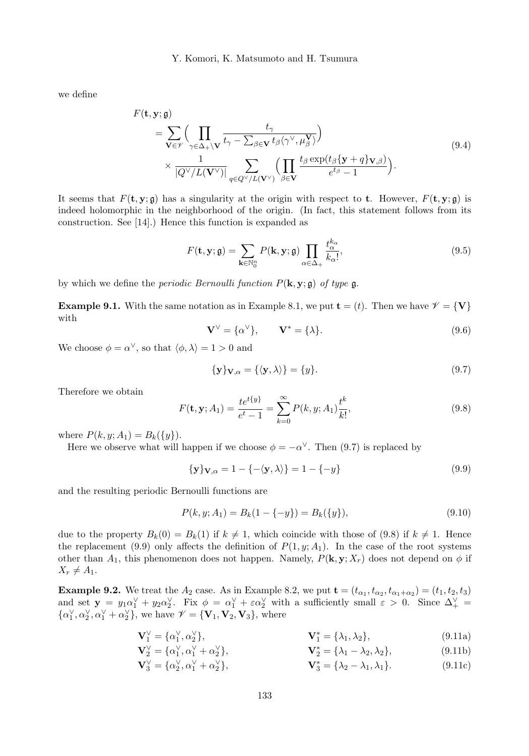we define

$$
\begin{aligned}
&F(\mathbf{t}, \mathbf{y}; \mathfrak{g}) \\
&\quad = \sum_{\mathbf{V}\in\mathscr{V}} \Big( \prod_{\gamma\in\Delta_+\setminus\mathbf{V}} \frac{t_\gamma}{t_\gamma - \sum_{\beta\in\mathbf{V}} t_\beta \langle \gamma^\vee, \mu_\beta^{\mathbf{V}}\rangle} \Big) \\
&\quad\quad \times \frac{1}{|Q^\vee/L(\mathbf{V}^\vee)|} \sum_{q\in Q^\vee/L(\mathbf{V}^\vee)} \Big( \prod_{\beta\in\mathbf{V}} \frac{t_\beta \exp(t_\beta \{\mathbf{y}+q\}_{\mathbf{V},\beta})}{e^{t_\beta}-1} \Big).
\end{aligned}
\tag{9.4}
$$

It seems that $F(\mathbf{t}, \mathbf{y}; \mathfrak{g})$ has a singularity at the origin with respect to $\mathbf{t}$. However, $F(\mathbf{t}, \mathbf{y}; \mathfrak{g})$ is indeed holomorphic in the neighborhood of the origin. (In fact, this statement follows from its construction. See [14].) Hence this function is expanded as

$$
F(\mathbf{t}, \mathbf{y}; \mathfrak{g}) = \sum_{\mathbf{k}\in\mathbb{N}_0^n} P(\mathbf{k}, \mathbf{y}; \mathfrak{g}) \prod_{\alpha\in\Delta_+} \frac{t_\alpha^{k_\alpha}}{k_\alpha!}, \tag{9.5}
$$

by which we define the *periodic Bernoulli function* $P(\mathbf{k}, \mathbf{y}; \mathfrak{g})$ *of type* $\mathfrak{g}$.

**Example 9.1.** With the same notation as in Example 8.1, we put $\mathbf{t} = (t)$. Then we have $\mathscr{V} = \{\mathbf{V}\}$ with

$$
\mathbf{V}^\vee = \{\alpha^\vee\}, \qquad \mathbf{V}^* = \{\lambda\}. \tag{9.6}
$$

We choose $\phi = \alpha^\vee$, so that $\langle \phi, \lambda\rangle = 1 > 0$ and

$$
\{\mathbf{y}\}_{\mathbf{V},\alpha} = \{\langle \mathbf{y}, \lambda\rangle\} = \{y\}. \tag{9.7}
$$

Therefore we obtain

$$
F(\mathbf{t}, \mathbf{y}; A_1) = \frac{te^{t\{y\}}}{e^t - 1} = \sum_{k=0}^\infty P(k, y; A_1) \frac{t^k}{k!}, \tag{9.8}
$$

where $P(k, y; A_1) = B_k(\{y\})$.

Here we observe what will happen if we choose $\phi = -\alpha^\vee$. Then (9.7) is replaced by

$$
\{\mathbf{y}\}_{\mathbf{V},\alpha} = 1 - \{-\langle \mathbf{y}, \lambda\rangle\} = 1 - \{-y\} \tag{9.9}
$$

and the resulting periodic Bernoulli functions are

$$
P(k, y; A_1) = B_k(1 - \{-y\}) = B_k(\{y\}), \tag{9.10}
$$

due to the property $B_k(0) = B_k(1)$ if $k \neq 1$, which coincide with those of (9.8) if $k \neq 1$. Hence the replacement (9.9) only affects the definition of $P(1, y; A_1)$. In the case of the root systems other than $A_1$, this phenomenon does not happen. Namely, $P(\mathbf{k}, \mathbf{y}; X_r)$ does not depend on $\phi$ if $X_r \neq A_1$.

**Example 9.2.** We treat the $A_2$ case. As in Example 8.2, we put $\mathbf{t} = (t_{\alpha_1}, t_{\alpha_2}, t_{\alpha_1+\alpha_2}) = (t_1, t_2, t_3)$ and set $\mathbf{y} = y_1\alpha_1^\vee + y_2\alpha_2^\vee$. Fix $\phi = \alpha_1^\vee + \varepsilon\alpha_2^\vee$ with a sufficiently small $\varepsilon > 0$. Since $\Delta_+^\vee = \{\alpha_1^\vee, \alpha_2^\vee, \alpha_1^\vee + \alpha_2^\vee\}$, we have $\mathscr{V} = \{\mathbf{V}_1, \mathbf{V}_2, \mathbf{V}_3\}$, where

$$
\mathbf{V}_1^\vee = \{\alpha_1^\vee, \alpha_2^\vee\}, \qquad \mathbf{V}_1^* = \{\lambda_1, \lambda_2\}, \tag{9.11a}
$$

$$
\mathbf{V}_2^\vee = \{\alpha_1^\vee, \alpha_1^\vee + \alpha_2^\vee\}, \qquad \mathbf{V}_2^* = \{\lambda_1 - \lambda_2, \lambda_2\}, \tag{9.11b}
$$

$$
\mathbf{V}_3^\vee = \{\alpha_2^\vee, \alpha_1^\vee + \alpha_2^\vee\}, \qquad \mathbf{V}_3^* = \{\lambda_2 - \lambda_1, \lambda_1\}. \tag{9.11c}
$$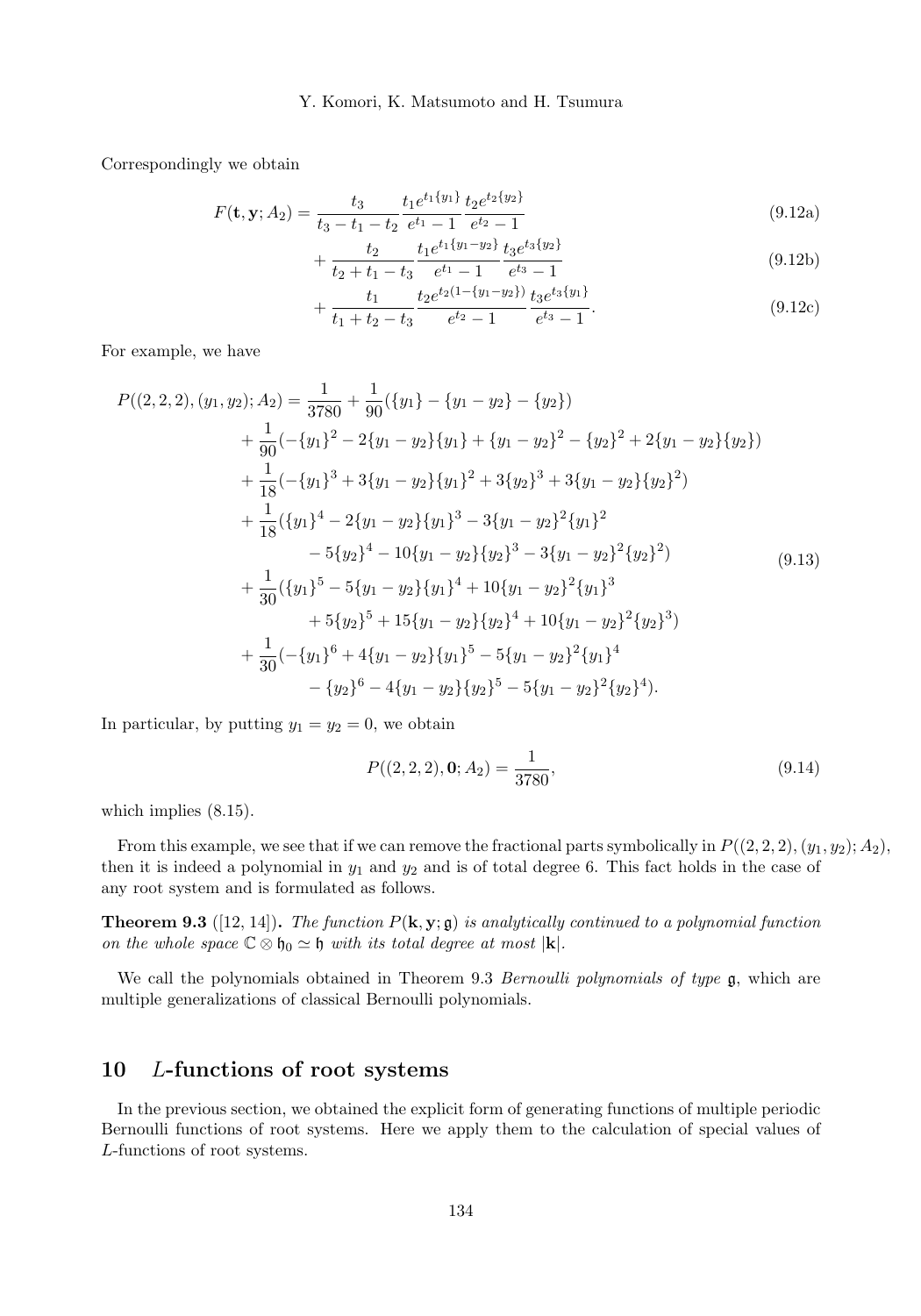Correspondingly we obtain

$$
\begin{aligned}
F(\mathbf{t},\mathbf{y};A_2) &= \frac{t_3}{t_3-t_1-t_2}\frac{t_1 e^{t_1\{y_1\}}}{e^{t_1}-1}\frac{t_2 e^{t_2\{y_2\}}}{e^{t_2}-1} && (9.12a)\\
&\quad + \frac{t_2}{t_2+t_1-t_3}\frac{t_1 e^{t_1\{y_1-y_2\}}}{e^{t_1}-1}\frac{t_3 e^{t_3\{y_2\}}}{e^{t_3}-1} && (9.12b)\\
&\quad + \frac{t_1}{t_1+t_2-t_3}\frac{t_2 e^{t_2(1-\{y_1-y_2\})}}{e^{t_2}-1}\frac{t_3 e^{t_3\{y_1\}}}{e^{t_3}-1}. && (9.12c)
\end{aligned}
$$

For example, we have

$$
\begin{aligned}
P((2,2,2),(y_1,y_2);A_2) &= \frac{1}{3780} + \frac{1}{90}(\{y_1\}-\{y_1-y_2\}-\{y_2\})\\
&\quad + \frac{1}{90}(-\{y_1\}^2 - 2\{y_1-y_2\}\{y_1\} + \{y_1-y_2\}^2 - \{y_2\}^2 + 2\{y_1-y_2\}\{y_2\})\\
&\quad + \frac{1}{18}(-\{y_1\}^3 + 3\{y_1-y_2\}\{y_1\}^2 + 3\{y_2\}^3 + 3\{y_1-y_2\}\{y_2\}^2)\\
&\quad + \frac{1}{18}(\{y_1\}^4 - 2\{y_1-y_2\}\{y_1\}^3 - 3\{y_1-y_2\}^2\{y_1\}^2\\
&\qquad - 5\{y_2\}^4 - 10\{y_1-y_2\}\{y_2\}^3 - 3\{y_1-y_2\}^2\{y_2\}^2)\\
&\quad + \frac{1}{30}(\{y_1\}^5 - 5\{y_1-y_2\}\{y_1\}^4 + 10\{y_1-y_2\}^2\{y_1\}^3\\
&\qquad + 5\{y_2\}^5 + 15\{y_1-y_2\}\{y_2\}^4 + 10\{y_1-y_2\}^2\{y_2\}^3)\\
&\quad + \frac{1}{30}(-\{y_1\}^6 + 4\{y_1-y_2\}\{y_1\}^5 - 5\{y_1-y_2\}^2\{y_1\}^4\\
&\qquad - \{y_2\}^6 - 4\{y_1-y_2\}\{y_2\}^5 - 5\{y_1-y_2\}^2\{y_2\}^4).
\end{aligned} \tag{9.13}
$$

In particular, by putting $y_1 = y_2 = 0$, we obtain

$$
P((2,2,2),\mathbf{0};A_2) = \frac{1}{3780}, \tag{9.14}
$$

which implies (8.15).

From this example, we see that if we can remove the fractional parts symbolically in $P((2,2,2),(y_1,y_2);A_2)$, then it is indeed a polynomial in $y_1$ and $y_2$ and is of total degree 6. This fact holds in the case of any root system and is formulated as follows.

**Theorem 9.3** ([12, 14])**.** *The function $P(\mathbf{k},\mathbf{y};\mathfrak{g})$ is analytically continued to a polynomial function on the whole space $\mathbb{C}\otimes\mathfrak{h}_0 \simeq \mathfrak{h}$ with its total degree at most $|\mathbf{k}|$.*

We call the polynomials obtained in Theorem 9.3 *Bernoulli polynomials of type* $\mathfrak{g}$, which are multiple generalizations of classical Bernoulli polynomials.

## 10 $L$-functions of root systems

In the previous section, we obtained the explicit form of generating functions of multiple periodic Bernoulli functions of root systems. Here we apply them to the calculation of special values of $L$-functions of root systems.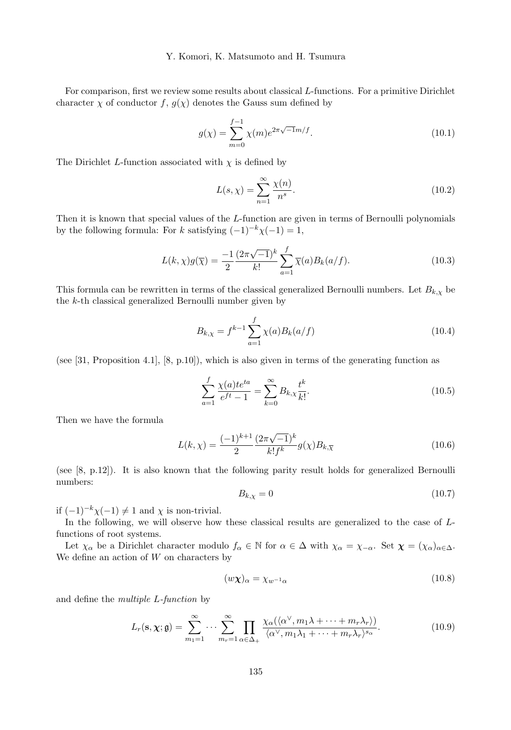For comparison, first we review some results about classical $L$-functions. For a primitive Dirichlet character $\chi$ of conductor $f$, $g(\chi)$ denotes the Gauss sum defined by

$$g(\chi)=\sum_{m=0}^{f-1}\chi(m)e^{2\pi\sqrt{-1}m/f}. \tag{10.1}$$

The Dirichlet $L$-function associated with $\chi$ is defined by

$$L(s,\chi)=\sum_{n=1}^{\infty}\frac{\chi(n)}{n^s}. \tag{10.2}$$

Then it is known that special values of the $L$-function are given in terms of Bernoulli polynomials by the following formula: For $k$ satisfying $(-1)^{-k}\chi(-1)=1$,

$$L(k,\chi)g(\overline{\chi})=\frac{-1}{2}\frac{(2\pi\sqrt{-1})^k}{k!}\sum_{a=1}^{f}\overline{\chi}(a)B_k(a/f). \tag{10.3}$$

This formula can be rewritten in terms of the classical generalized Bernoulli numbers. Let $B_{k,\chi}$ be the $k$-th classical generalized Bernoulli number given by

$$B_{k,\chi}=f^{k-1}\sum_{a=1}^{f}\chi(a)B_k(a/f) \tag{10.4}$$

(see [31, Proposition 4.1], [8, p.10]), which is also given in terms of the generating function as

$$\sum_{a=1}^{f}\frac{\chi(a)te^{ta}}{e^{ft}-1}=\sum_{k=0}^{\infty}B_{k,\chi}\frac{t^k}{k!}. \tag{10.5}$$

Then we have the formula

$$L(k,\chi)=\frac{(-1)^{k+1}}{2}\frac{(2\pi\sqrt{-1})^k}{k!f^k}g(\chi)B_{k,\overline{\chi}} \tag{10.6}$$

(see [8, p.12]). It is also known that the following parity result holds for generalized Bernoulli numbers:

$$B_{k,\chi}=0 \tag{10.7}$$

if $(-1)^{-k}\chi(-1)\neq 1$ and $\chi$ is non-trivial.

In the following, we will observe how these classical results are generalized to the case of $L$-functions of root systems.

Let $\chi_\alpha$ be a Dirichlet character modulo $f_\alpha\in\mathbb{N}$ for $\alpha\in\Delta$ with $\chi_\alpha=\chi_{-\alpha}$. Set $\boldsymbol{\chi}=(\chi_\alpha)_{\alpha\in\Delta}$. We define an action of $W$ on characters by

$$(w\boldsymbol{\chi})_\alpha=\chi_{w^{-1}\alpha} \tag{10.8}$$

and define the *multiple $L$-function* by

$$L_r(\mathbf{s},\boldsymbol{\chi};\mathfrak{g})=\sum_{m_1=1}^{\infty}\cdots\sum_{m_r=1}^{\infty}\prod_{\alpha\in\Delta_+}\frac{\chi_\alpha(\langle\alpha^\vee,m_1\lambda+\cdots+m_r\lambda_r\rangle)}{\langle\alpha^\vee,m_1\lambda_1+\cdots+m_r\lambda_r\rangle^{s_\alpha}}. \tag{10.9}$$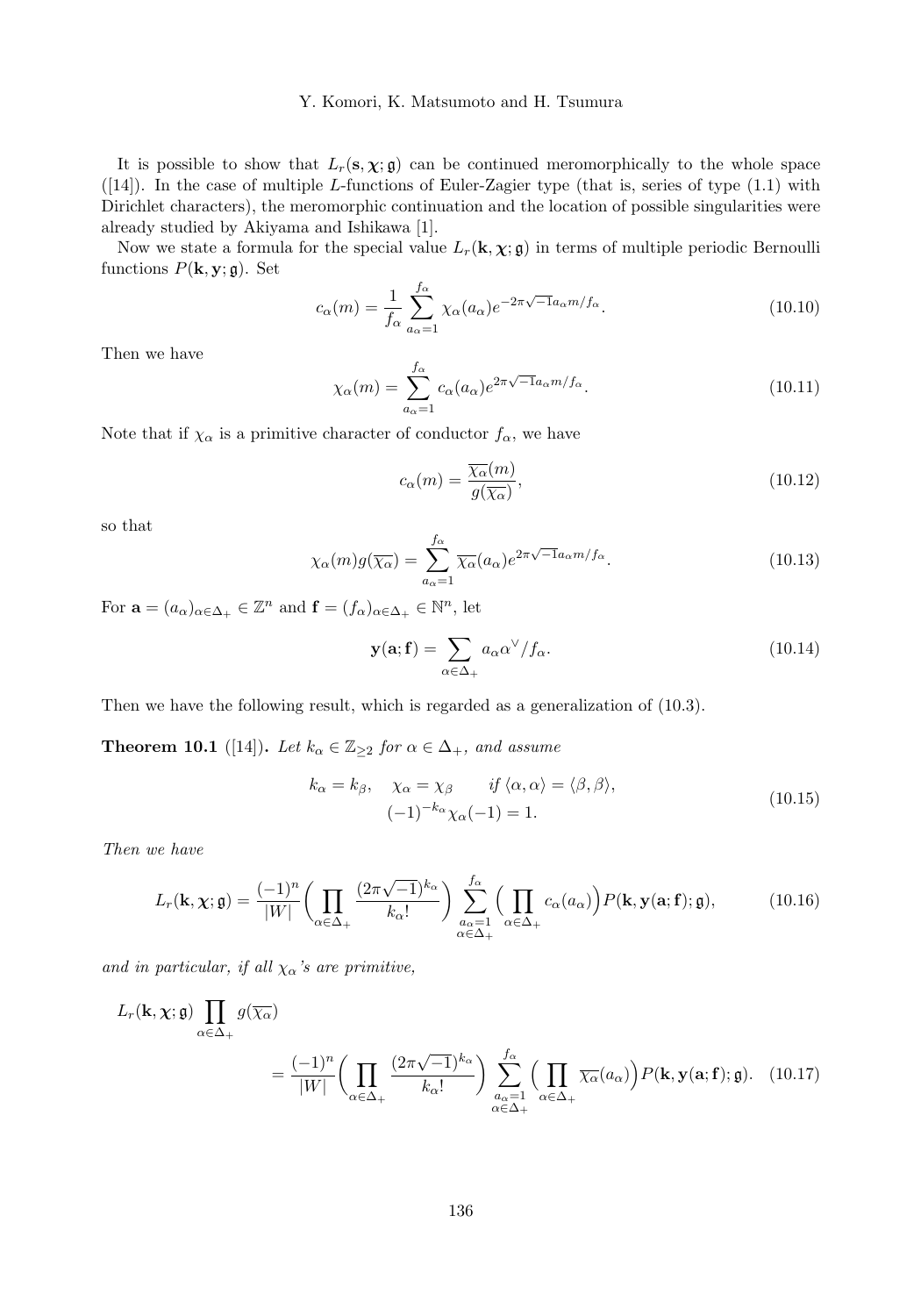It is possible to show that $L_r(\mathbf{s},\boldsymbol{\chi};\mathfrak{g})$ can be continued meromorphically to the whole space ([14]). In the case of multiple $L$-functions of Euler-Zagier type (that is, series of type (1.1) with Dirichlet characters), the meromorphic continuation and the location of possible singularities were already studied by Akiyama and Ishikawa [1].

Now we state a formula for the special value $L_r(\mathbf{k},\boldsymbol{\chi};\mathfrak{g})$ in terms of multiple periodic Bernoulli functions $P(\mathbf{k},\mathbf{y};\mathfrak{g})$. Set

$$c_\alpha(m)=\frac{1}{f_\alpha}\sum_{a_\alpha=1}^{f_\alpha}\chi_\alpha(a_\alpha)e^{-2\pi\sqrt{-1}a_\alpha m/f_\alpha}. \tag{10.10}$$

Then we have

$$\chi_\alpha(m)=\sum_{a_\alpha=1}^{f_\alpha}c_\alpha(a_\alpha)e^{2\pi\sqrt{-1}a_\alpha m/f_\alpha}. \tag{10.11}$$

Note that if $\chi_\alpha$ is a primitive character of conductor $f_\alpha$, we have

$$c_\alpha(m)=\frac{\overline{\chi_\alpha}(m)}{g(\overline{\chi_\alpha})}, \tag{10.12}$$

so that

$$\chi_\alpha(m)g(\overline{\chi_\alpha})=\sum_{a_\alpha=1}^{f_\alpha}\overline{\chi_\alpha}(a_\alpha)e^{2\pi\sqrt{-1}a_\alpha m/f_\alpha}. \tag{10.13}$$

For $\mathbf{a}=(a_\alpha)_{\alpha\in\Delta_+}\in\mathbb{Z}^n$ and $\mathbf{f}=(f_\alpha)_{\alpha\in\Delta_+}\in\mathbb{N}^n$, let

$$\mathbf{y}(\mathbf{a};\mathbf{f})=\sum_{\alpha\in\Delta_+}a_\alpha\alpha^\vee/f_\alpha. \tag{10.14}$$

Then we have the following result, which is regarded as a generalization of (10.3).

**Theorem 10.1** ([14])**.** *Let $k_\alpha\in\mathbb{Z}_{\geq 2}$ for $\alpha\in\Delta_+$, and assume*

$$\begin{gathered} k_\alpha=k_\beta,\quad \chi_\alpha=\chi_\beta \qquad \text{if } \langle\alpha,\alpha\rangle=\langle\beta,\beta\rangle,\\ (-1)^{-k_\alpha}\chi_\alpha(-1)=1. \end{gathered} \tag{10.15}$$

*Then we have*

$$L_r(\mathbf{k},\boldsymbol{\chi};\mathfrak{g})=\frac{(-1)^n}{|W|}\Bigl(\prod_{\alpha\in\Delta_+}\frac{(2\pi\sqrt{-1})^{k_\alpha}}{k_\alpha!}\Bigr)\sum_{\substack{a_\alpha=1\\ \alpha\in\Delta_+}}^{f_\alpha}\Bigl(\prod_{\alpha\in\Delta_+}c_\alpha(a_\alpha)\Bigr)P(\mathbf{k},\mathbf{y}(\mathbf{a};\mathbf{f});\mathfrak{g}), \tag{10.16}$$

*and in particular, if all $\chi_\alpha$'s are primitive,*

$$\begin{aligned} &L_r(\mathbf{k},\boldsymbol{\chi};\mathfrak{g})\prod_{\alpha\in\Delta_+}g(\overline{\chi_\alpha})\\ &\qquad=\frac{(-1)^n}{|W|}\Bigl(\prod_{\alpha\in\Delta_+}\frac{(2\pi\sqrt{-1})^{k_\alpha}}{k_\alpha!}\Bigr)\sum_{\substack{a_\alpha=1\\ \alpha\in\Delta_+}}^{f_\alpha}\Bigl(\prod_{\alpha\in\Delta_+}\overline{\chi_\alpha}(a_\alpha)\Bigr)P(\mathbf{k},\mathbf{y}(\mathbf{a};\mathbf{f});\mathfrak{g}). \end{aligned} \tag{10.17}$$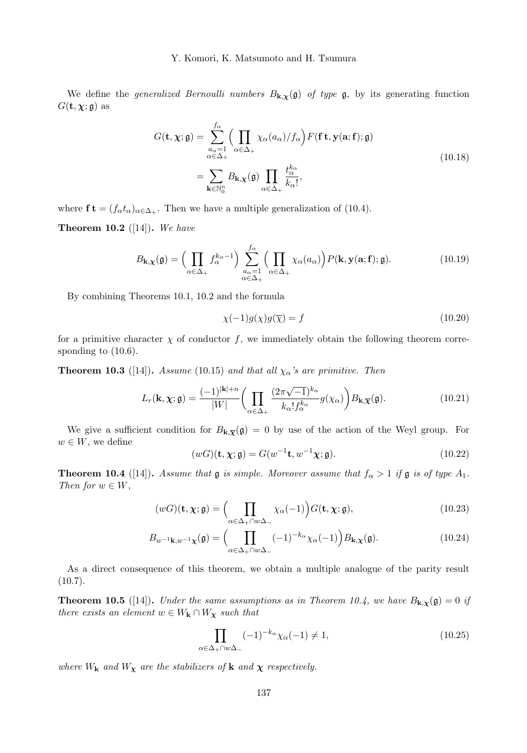We define the *generalized Bernoulli numbers* $B_{\mathbf{k},\boldsymbol{\chi}}(\mathfrak{g})$ *of type* $\mathfrak{g}$, by its generating function $G(\mathbf{t},\boldsymbol{\chi};\mathfrak{g})$ as

$$
\begin{aligned}
G(\mathbf{t},\boldsymbol{\chi};\mathfrak{g}) &= \sum_{\substack{a_\alpha=1\\ \alpha\in\Delta_+}}^{f_\alpha} \Big(\prod_{\alpha\in\Delta_+} \chi_\alpha(a_\alpha)/f_\alpha\Big) F(\mathbf{f}\,\mathbf{t},\mathbf{y}(\mathbf{a};\mathbf{f});\mathfrak{g}) \\
&= \sum_{\mathbf{k}\in\mathbb{N}_0^n} B_{\mathbf{k},\boldsymbol{\chi}}(\mathfrak{g}) \prod_{\alpha\in\Delta_+} \frac{t_\alpha^{k_\alpha}}{k_\alpha!},
\end{aligned}
\tag{10.18}
$$

where $\mathbf{f}\,\mathbf{t} = (f_\alpha t_\alpha)_{\alpha\in\Delta_+}$. Then we have a multiple generalization of (10.4).

**Theorem 10.2** ([14])**.** *We have*

$$
B_{\mathbf{k},\boldsymbol{\chi}}(\mathfrak{g}) = \Big(\prod_{\alpha\in\Delta_+} f_\alpha^{k_\alpha-1}\Big) \sum_{\substack{a_\alpha=1\\ \alpha\in\Delta_+}}^{f_\alpha} \Big(\prod_{\alpha\in\Delta_+} \chi_\alpha(a_\alpha)\Big) P(\mathbf{k},\mathbf{y}(\mathbf{a};\mathbf{f});\mathfrak{g}). \tag{10.19}
$$

By combining Theorems 10.1, 10.2 and the formula

$$
\chi(-1)g(\chi)g(\overline{\chi}) = f \tag{10.20}
$$

for a primitive character $\chi$ of conductor $f$, we immediately obtain the following theorem corresponding to (10.6).

**Theorem 10.3** ([14])**.** *Assume* (10.15) *and that all* $\chi_\alpha$*'s are primitive. Then*

$$
L_r(\mathbf{k},\boldsymbol{\chi};\mathfrak{g}) = \frac{(-1)^{|\mathbf{k}|+n}}{|W|} \Big(\prod_{\alpha\in\Delta_+} \frac{(2\pi\sqrt{-1})^{k_\alpha}}{k_\alpha! f_\alpha^{k_\alpha}} g(\chi_\alpha)\Big) B_{\mathbf{k},\overline{\boldsymbol{\chi}}}(\mathfrak{g}). \tag{10.21}
$$

We give a sufficient condition for $B_{\mathbf{k},\overline{\boldsymbol{\chi}}}(\mathfrak{g}) = 0$ by use of the action of the Weyl group. For $w\in W$, we define

$$
(wG)(\mathbf{t},\boldsymbol{\chi};\mathfrak{g}) = G(w^{-1}\mathbf{t}, w^{-1}\boldsymbol{\chi};\mathfrak{g}). \tag{10.22}
$$

**Theorem 10.4** ([14])**.** *Assume that* $\mathfrak{g}$ *is simple. Moreover assume that* $f_\alpha > 1$ *if* $\mathfrak{g}$ *is of type* $A_1$*. Then for* $w\in W$*,*

$$
(wG)(\mathbf{t},\boldsymbol{\chi};\mathfrak{g}) = \Big(\prod_{\alpha\in\Delta_+\cap w\Delta_-} \chi_\alpha(-1)\Big) G(\mathbf{t},\boldsymbol{\chi};\mathfrak{g}), \tag{10.23}
$$

$$
B_{w^{-1}\mathbf{k},w^{-1}\boldsymbol{\chi}}(\mathfrak{g}) = \Big(\prod_{\alpha\in\Delta_+\cap w\Delta_-} (-1)^{-k_\alpha}\chi_\alpha(-1)\Big) B_{\mathbf{k},\boldsymbol{\chi}}(\mathfrak{g}). \tag{10.24}
$$

As a direct consequence of this theorem, we obtain a multiple analogue of the parity result (10.7).

**Theorem 10.5** ([14])**.** *Under the same assumptions as in Theorem 10.4, we have* $B_{\mathbf{k},\boldsymbol{\chi}}(\mathfrak{g}) = 0$ *if there exists an element* $w \in W_{\mathbf{k}} \cap W_{\boldsymbol{\chi}}$ *such that*

$$
\prod_{\alpha\in\Delta_+\cap w\Delta_-} (-1)^{-k_\alpha}\chi_\alpha(-1) \neq 1, \tag{10.25}
$$

*where* $W_{\mathbf{k}}$ *and* $W_{\boldsymbol{\chi}}$ *are the stabilizers of* $\mathbf{k}$ *and* $\boldsymbol{\chi}$ *respectively.*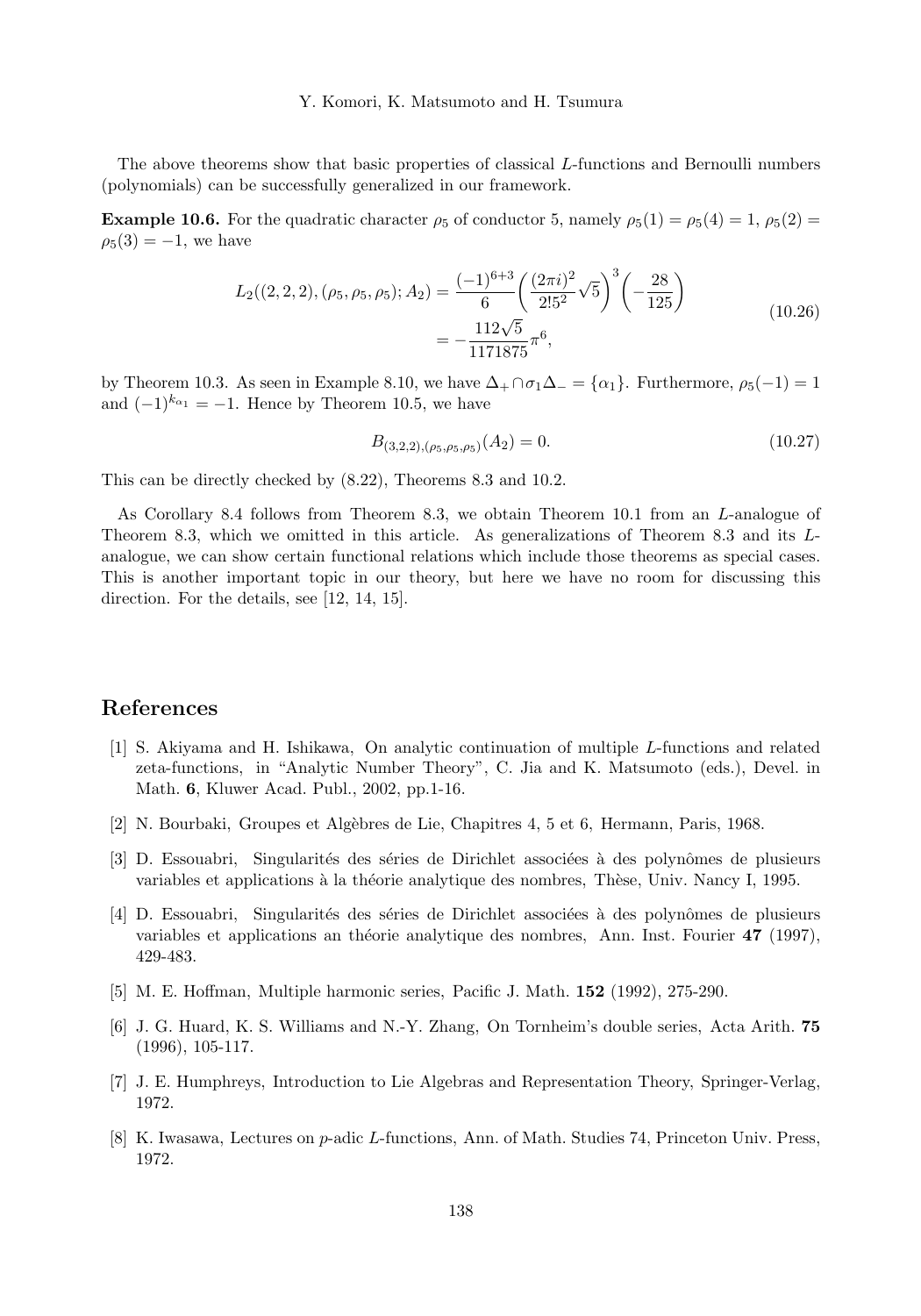The above theorems show that basic properties of classical $L$-functions and Bernoulli numbers (polynomials) can be successfully generalized in our framework.

**Example 10.6.** For the quadratic character $\rho_5$ of conductor 5, namely $\rho_5(1) = \rho_5(4) = 1$, $\rho_5(2) = \rho_5(3) = -1$, we have

$$
\begin{aligned}
L_2((2,2,2),(\rho_5,\rho_5,\rho_5);A_2) &= \frac{(-1)^{6+3}}{6}\left(\frac{(2\pi i)^2}{2!5^2}\sqrt{5}\right)^3\left(-\frac{28}{125}\right) \\
&= -\frac{112\sqrt{5}}{1171875}\pi^6,
\end{aligned}
\tag{10.26}
$$

by Theorem 10.3. As seen in Example 8.10, we have $\Delta_+ \cap \sigma_1\Delta_- = \{\alpha_1\}$. Furthermore, $\rho_5(-1) = 1$ and $(-1)^{k_{\alpha_1}} = -1$. Hence by Theorem 10.5, we have

$$
B_{(3,2,2),(\rho_5,\rho_5,\rho_5)}(A_2) = 0. \tag{10.27}
$$

This can be directly checked by (8.22), Theorems 8.3 and 10.2.

As Corollary 8.4 follows from Theorem 8.3, we obtain Theorem 10.1 from an $L$-analogue of Theorem 8.3, which we omitted in this article. As generalizations of Theorem 8.3 and its $L$-analogue, we can show certain functional relations which include those theorems as special cases. This is another important topic in our theory, but here we have no room for discussing this direction. For the details, see [12, 14, 15].

## References

[1] S. Akiyama and H. Ishikawa, On analytic continuation of multiple $L$-functions and related zeta-functions, in "Analytic Number Theory", C. Jia and K. Matsumoto (eds.), Devel. in Math. **6**, Kluwer Acad. Publ., 2002, pp.1-16.

[2] N. Bourbaki, Groupes et Algèbres de Lie, Chapitres 4, 5 et 6, Hermann, Paris, 1968.

[3] D. Essouabri, Singularités des séries de Dirichlet associées à des polynômes de plusieurs variables et applications à la théorie analytique des nombres, Thèse, Univ. Nancy I, 1995.

[4] D. Essouabri, Singularités des séries de Dirichlet associées à des polynômes de plusieurs variables et applications an théorie analytique des nombres, Ann. Inst. Fourier **47** (1997), 429-483.

[5] M. E. Hoffman, Multiple harmonic series, Pacific J. Math. **152** (1992), 275-290.

[6] J. G. Huard, K. S. Williams and N.-Y. Zhang, On Tornheim's double series, Acta Arith. **75** (1996), 105-117.

[7] J. E. Humphreys, Introduction to Lie Algebras and Representation Theory, Springer-Verlag, 1972.

[8] K. Iwasawa, Lectures on $p$-adic $L$-functions, Ann. of Math. Studies 74, Princeton Univ. Press, 1972.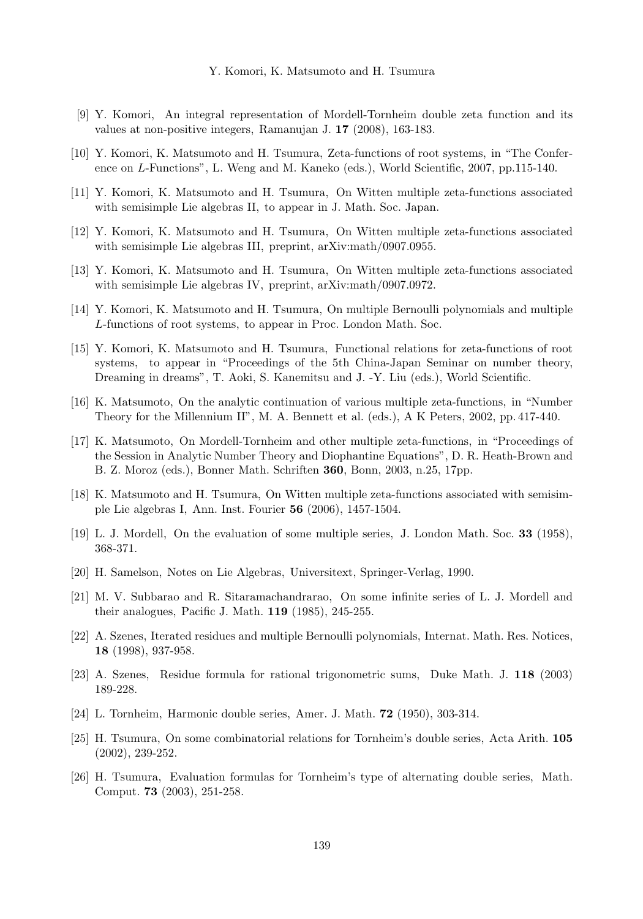[9] Y. Komori, An integral representation of Mordell-Tornheim double zeta function and its values at non-positive integers, Ramanujan J. **17** (2008), 163-183.

[10] Y. Komori, K. Matsumoto and H. Tsumura, Zeta-functions of root systems, in "The Conference on $L$-Functions", L. Weng and M. Kaneko (eds.), World Scientific, 2007, pp.115-140.

[11] Y. Komori, K. Matsumoto and H. Tsumura, On Witten multiple zeta-functions associated with semisimple Lie algebras II, to appear in J. Math. Soc. Japan.

[12] Y. Komori, K. Matsumoto and H. Tsumura, On Witten multiple zeta-functions associated with semisimple Lie algebras III, preprint, arXiv:math/0907.0955.

[13] Y. Komori, K. Matsumoto and H. Tsumura, On Witten multiple zeta-functions associated with semisimple Lie algebras IV, preprint, arXiv:math/0907.0972.

[14] Y. Komori, K. Matsumoto and H. Tsumura, On multiple Bernoulli polynomials and multiple $L$-functions of root systems, to appear in Proc. London Math. Soc.

[15] Y. Komori, K. Matsumoto and H. Tsumura, Functional relations for zeta-functions of root systems, to appear in "Proceedings of the 5th China-Japan Seminar on number theory, Dreaming in dreams", T. Aoki, S. Kanemitsu and J. -Y. Liu (eds.), World Scientific.

[16] K. Matsumoto, On the analytic continuation of various multiple zeta-functions, in "Number Theory for the Millennium II", M. A. Bennett et al. (eds.), A K Peters, 2002, pp. 417-440.

[17] K. Matsumoto, On Mordell-Tornheim and other multiple zeta-functions, in "Proceedings of the Session in Analytic Number Theory and Diophantine Equations", D. R. Heath-Brown and B. Z. Moroz (eds.), Bonner Math. Schriften **360**, Bonn, 2003, n.25, 17pp.

[18] K. Matsumoto and H. Tsumura, On Witten multiple zeta-functions associated with semisimple Lie algebras I, Ann. Inst. Fourier **56** (2006), 1457-1504.

[19] L. J. Mordell, On the evaluation of some multiple series, J. London Math. Soc. **33** (1958), 368-371.

[20] H. Samelson, Notes on Lie Algebras, Universitext, Springer-Verlag, 1990.

[21] M. V. Subbarao and R. Sitaramachandrarao, On some infinite series of L. J. Mordell and their analogues, Pacific J. Math. **119** (1985), 245-255.

[22] A. Szenes, Iterated residues and multiple Bernoulli polynomials, Internat. Math. Res. Notices, **18** (1998), 937-958.

[23] A. Szenes, Residue formula for rational trigonometric sums, Duke Math. J. **118** (2003) 189-228.

[24] L. Tornheim, Harmonic double series, Amer. J. Math. **72** (1950), 303-314.

[25] H. Tsumura, On some combinatorial relations for Tornheim's double series, Acta Arith. **105** (2002), 239-252.

[26] H. Tsumura, Evaluation formulas for Tornheim's type of alternating double series, Math. Comput. **73** (2003), 251-258.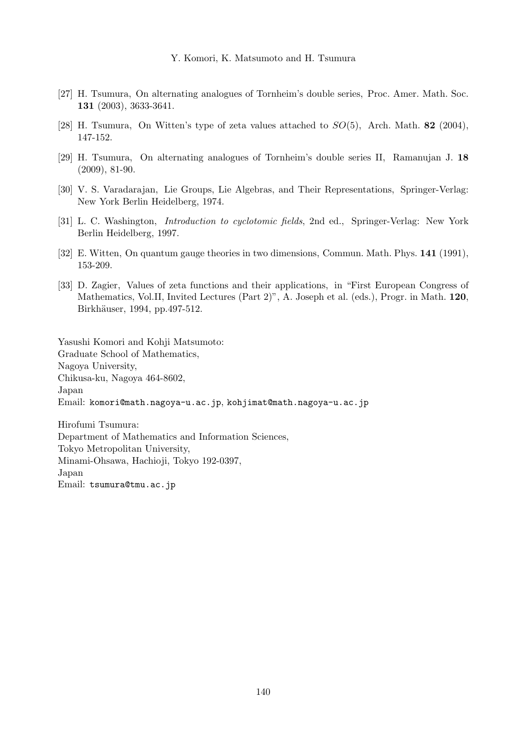[27] H. Tsumura, On alternating analogues of Tornheim's double series, Proc. Amer. Math. Soc. **131** (2003), 3633-3641.

[28] H. Tsumura, On Witten's type of zeta values attached to $SO(5)$, Arch. Math. **82** (2004), 147-152.

[29] H. Tsumura, On alternating analogues of Tornheim's double series II, Ramanujan J. **18** (2009), 81-90.

[30] V. S. Varadarajan, Lie Groups, Lie Algebras, and Their Representations, Springer-Verlag: New York Berlin Heidelberg, 1974.

[31] L. C. Washington, *Introduction to cyclotomic fields*, 2nd ed., Springer-Verlag: New York Berlin Heidelberg, 1997.

[32] E. Witten, On quantum gauge theories in two dimensions, Commun. Math. Phys. **141** (1991), 153-209.

[33] D. Zagier, Values of zeta functions and their applications, in "First European Congress of Mathematics, Vol.II, Invited Lectures (Part 2)", A. Joseph et al. (eds.), Progr. in Math. **120**, Birkhäuser, 1994, pp.497-512.

Yasushi Komori and Kohji Matsumoto:
Graduate School of Mathematics,
Nagoya University,
Chikusa-ku, Nagoya 464-8602,
Japan
Email: `komori@math.nagoya-u.ac.jp`, `kohjimat@math.nagoya-u.ac.jp`

Hirofumi Tsumura:
Department of Mathematics and Information Sciences,
Tokyo Metropolitan University,
Minami-Ohsawa, Hachioji, Tokyo 192-0397,
Japan
Email: `tsumura@tmu.ac.jp`